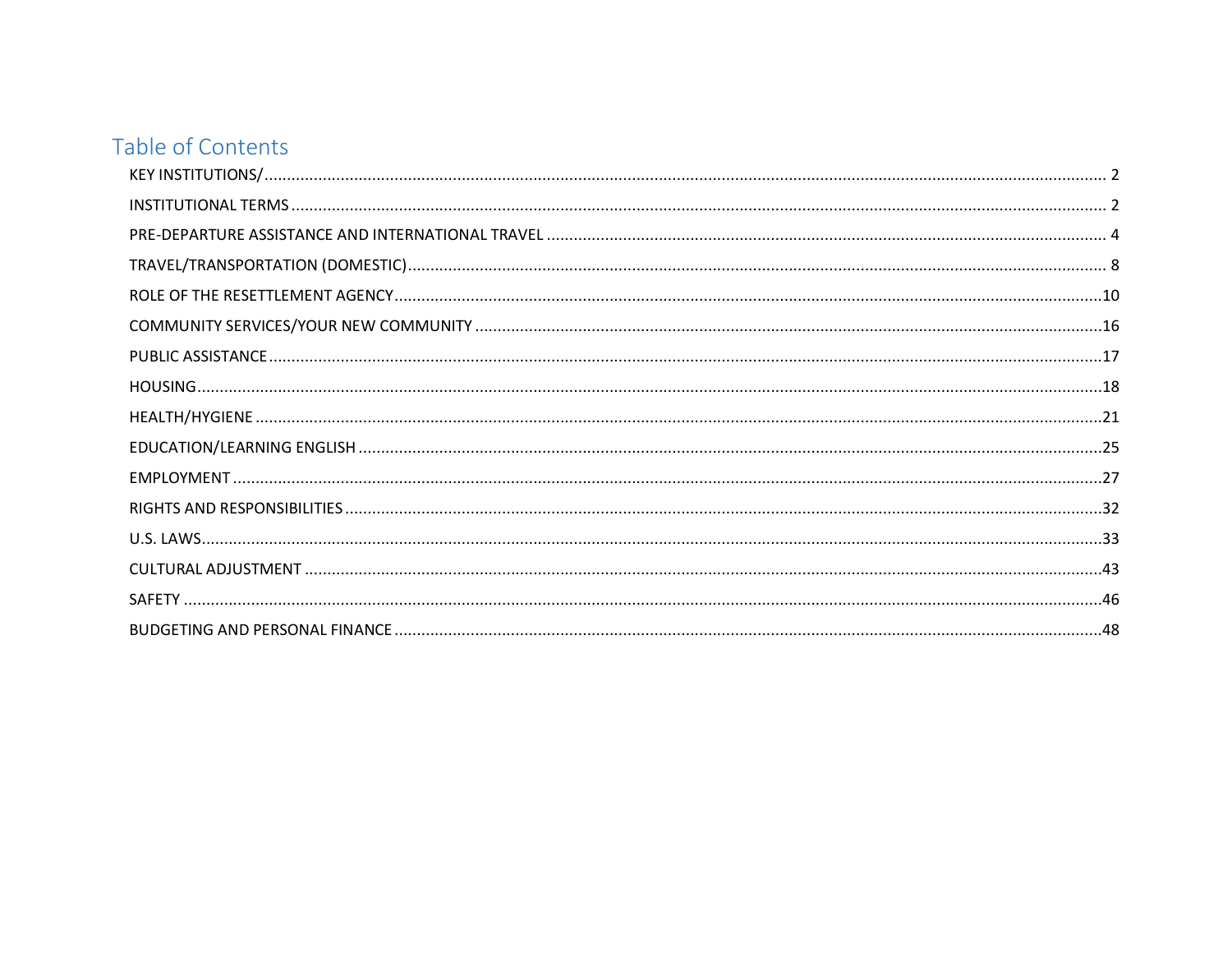# Table of Contents

- KEY INSTITUTIONS/ ........................................ 2
- INSTITUTIONAL TERMS ........................................ 2
- PRE-DEPARTURE ASSISTANCE AND INTERNATIONAL TRAVEL ........................................ 4
- TRAVEL/TRANSPORTATION (DOMESTIC) ........................................ 8
- ROLE OF THE RESETTLEMENT AGENCY ........................................ 10
- COMMUNITY SERVICES/YOUR NEW COMMUNITY ........................................ 16
- PUBLIC ASSISTANCE ........................................ 17
- HOUSING ........................................ 18
- HEALTH/HYGIENE ........................................ 21
- EDUCATION/LEARNING ENGLISH ........................................ 25
- EMPLOYMENT ........................................ 27
- RIGHTS AND RESPONSIBILITIES ........................................ 32
- U.S. LAWS ........................................ 33
- CULTURAL ADJUSTMENT ........................................ 43
- SAFETY ........................................ 46
- BUDGETING AND PERSONAL FINANCE ........................................ 48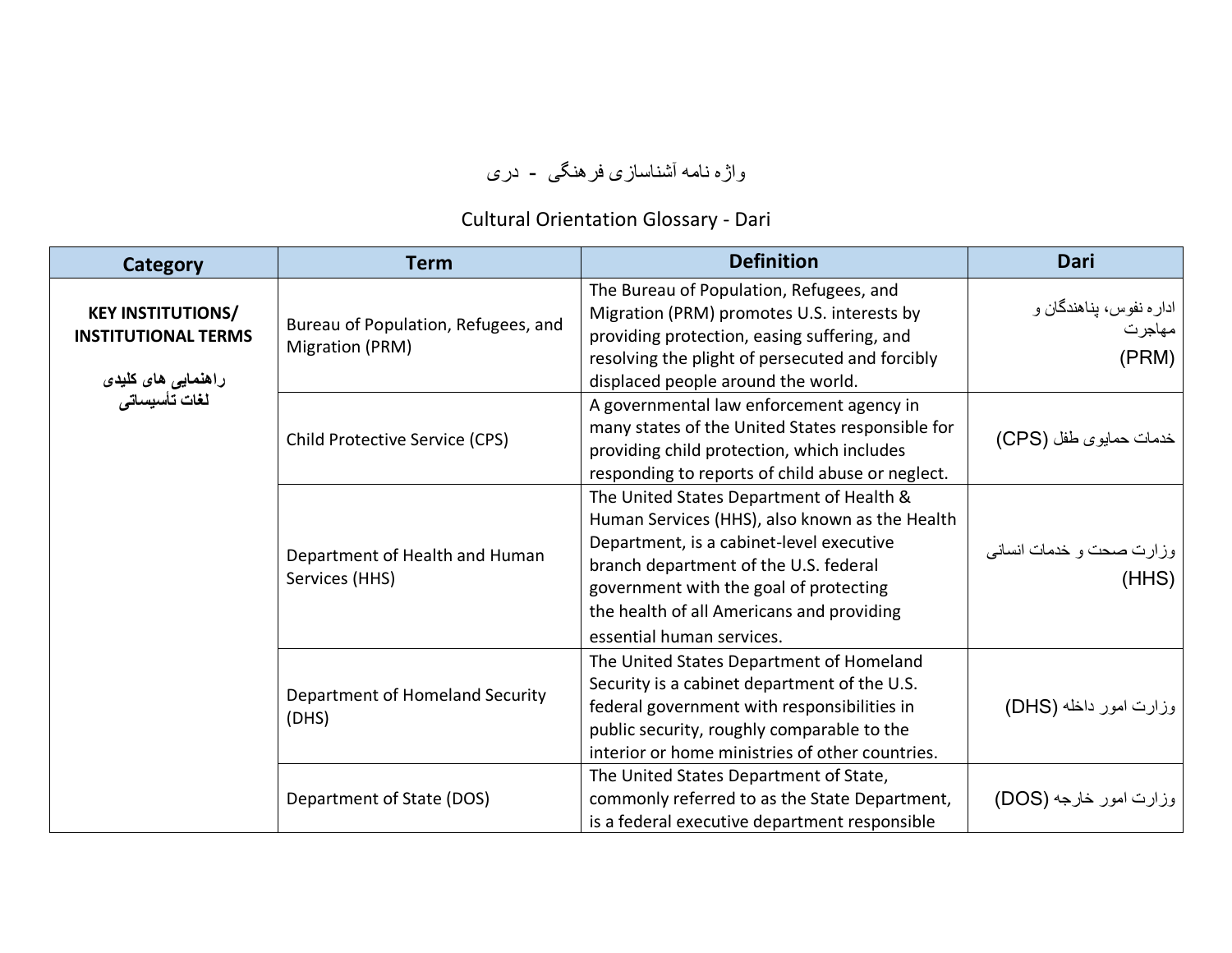واژه نامه آشناسازی فرهنگی - دری

Cultural Orientation Glossary - Dari

| Category | Term | Definition | Dari |
|---|---|---|---|
| **KEY INSTITUTIONS/ INSTITUTIONAL TERMS** **راهنمایی های کلیدی لغات تأسیساتی** | Bureau of Population, Refugees, and Migration (PRM) | The Bureau of Population, Refugees, and Migration (PRM) promotes U.S. interests by providing protection, easing suffering, and resolving the plight of persecuted and forcibly displaced people around the world. | اداره نفوس، پناهندگان و مهاجرت (PRM) |
| | Child Protective Service (CPS) | A governmental law enforcement agency in many states of the United States responsible for providing child protection, which includes responding to reports of child abuse or neglect. | خدمات حمایوی طفل (CPS) |
| | Department of Health and Human Services (HHS) | The United States Department of Health & Human Services (HHS), also known as the Health Department, is a cabinet-level executive branch department of the U.S. federal government with the goal of protecting the health of all Americans and providing essential human services. | وزارت صحت و خدمات انسانی (HHS) |
| | Department of Homeland Security (DHS) | The United States Department of Homeland Security is a cabinet department of the U.S. federal government with responsibilities in public security, roughly comparable to the interior or home ministries of other countries. | وزارت امور داخله (DHS) |
| | Department of State (DOS) | The United States Department of State, commonly referred to as the State Department, is a federal executive department responsible | وزارت امور خارجه (DOS) |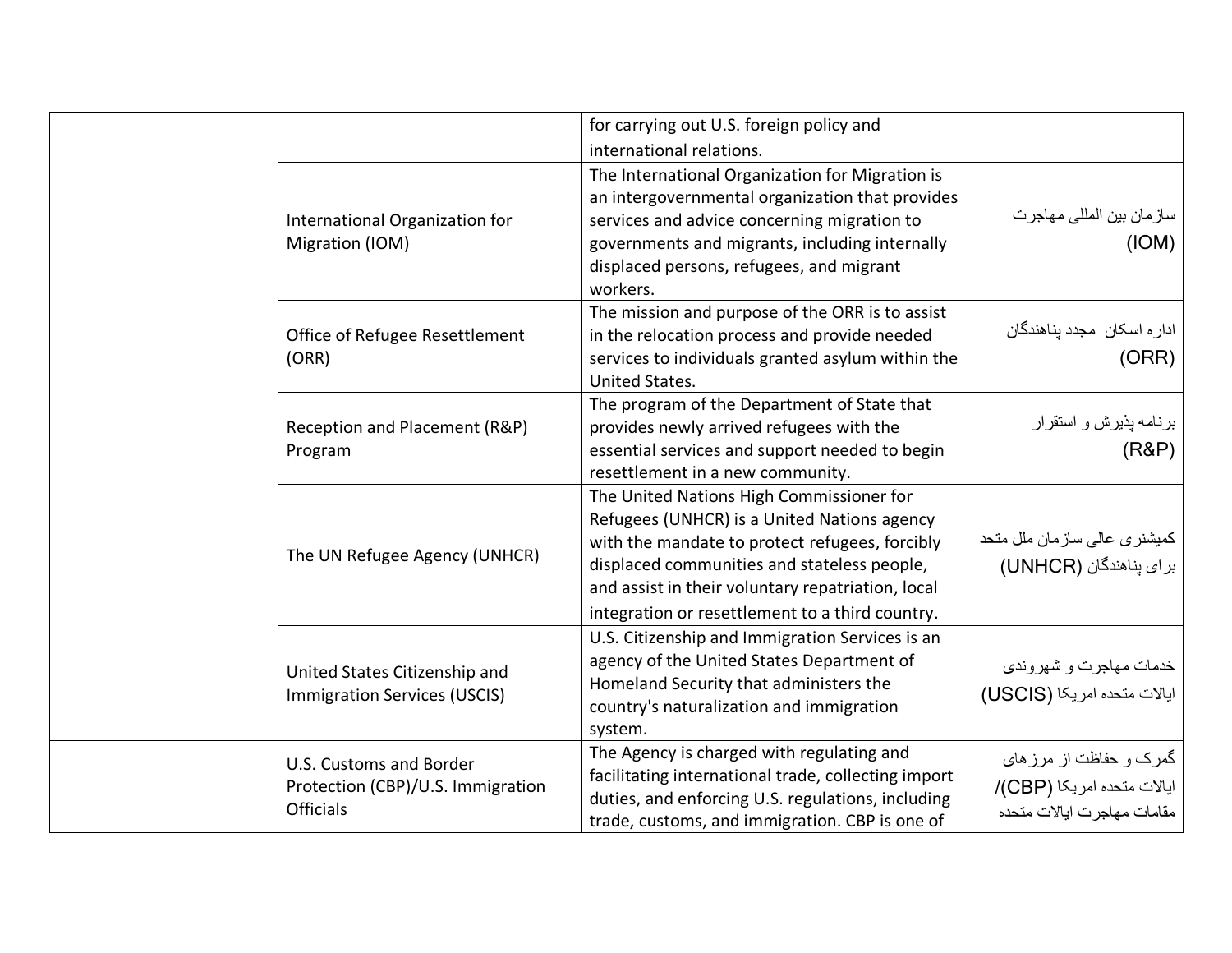| | | | |
|---|---|---|---|
| | | for carrying out U.S. foreign policy and international relations. | |
| | International Organization for Migration (IOM) | The International Organization for Migration is an intergovernmental organization that provides services and advice concerning migration to governments and migrants, including internally displaced persons, refugees, and migrant workers. | سازمان بین المللی مهاجرت (IOM) |
| | Office of Refugee Resettlement (ORR) | The mission and purpose of the ORR is to assist in the relocation process and provide needed services to individuals granted asylum within the United States. | اداره اسکان مجدد پناهندگان (ORR) |
| | Reception and Placement (R&P) Program | The program of the Department of State that provides newly arrived refugees with the essential services and support needed to begin resettlement in a new community. | برنامه پذیرش و استقرار (R&P) |
| | The UN Refugee Agency (UNHCR) | The United Nations High Commissioner for Refugees (UNHCR) is a United Nations agency with the mandate to protect refugees, forcibly displaced communities and stateless people, and assist in their voluntary repatriation, local integration or resettlement to a third country. | کمیشنری عالی سازمان ملل متحد برای پناهندگان (UNHCR) |
| | United States Citizenship and Immigration Services (USCIS) | U.S. Citizenship and Immigration Services is an agency of the United States Department of Homeland Security that administers the country's naturalization and immigration system. | خدمات مهاجرت و شهروندی ایالات متحده امریکا (USCIS) |
| | U.S. Customs and Border Protection (CBP)/U.S. Immigration Officials | The Agency is charged with regulating and facilitating international trade, collecting import duties, and enforcing U.S. regulations, including trade, customs, and immigration. CBP is one of | گمرک و حفاظت از مرزهای ایالات متحده امریکا (CBP)/ مقامات مهاجرت ایالات متحده |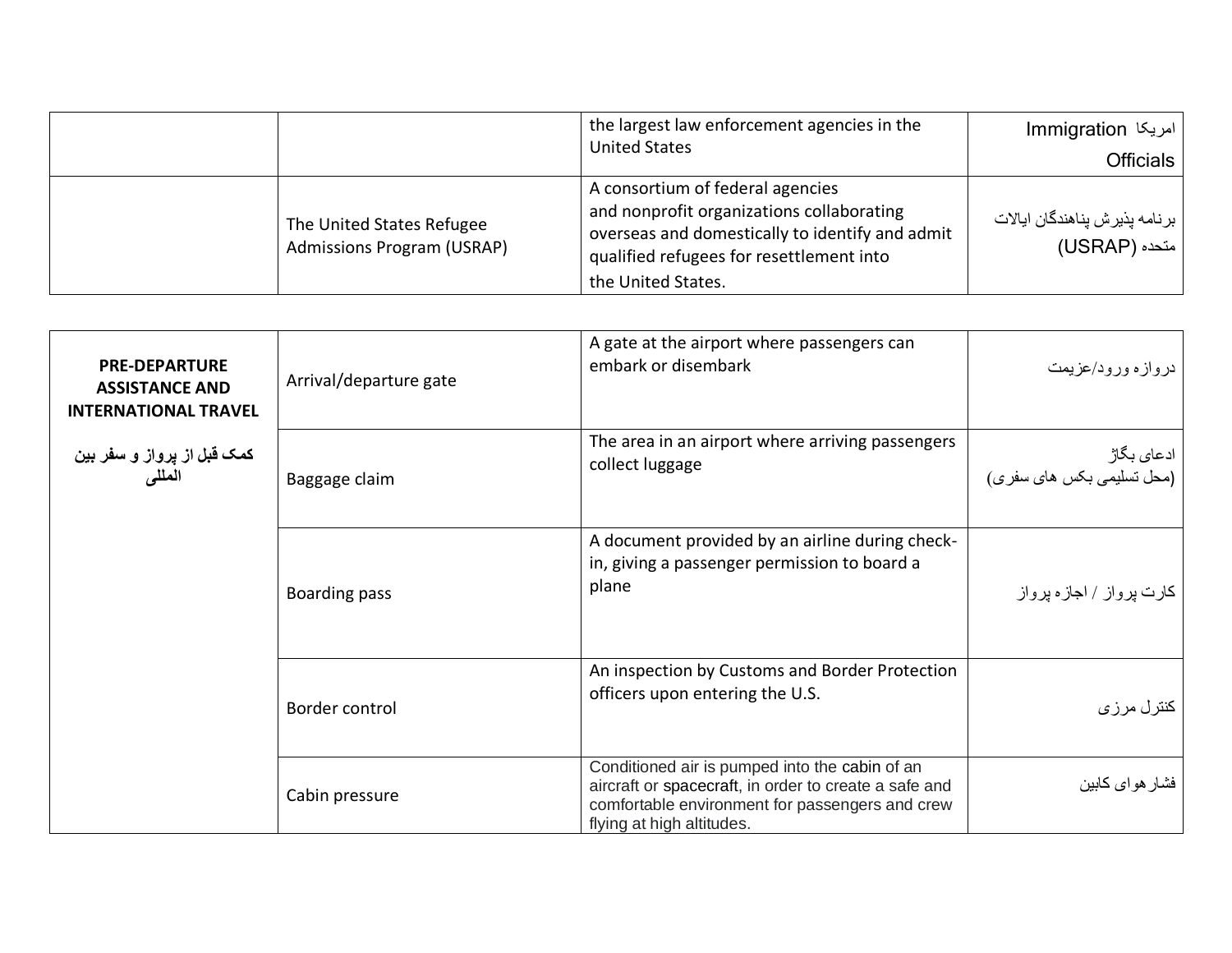| | | the largest law enforcement agencies in the United States | Immigration امریکا Officials |
|---|---|---|---|
| | The United States Refugee Admissions Program (USRAP) | A consortium of federal agencies and nonprofit organizations collaborating overseas and domestically to identify and admit qualified refugees for resettlement into the United States. | برنامه پذیرش پناهندگان ایالات متحده (USRAP) |

| | | | |
|---|---|---|---|
| **PRE-DEPARTURE ASSISTANCE AND INTERNATIONAL TRAVEL**<br><br>**کمک قبل از پرواز و سفر بین المللی** | Arrival/departure gate | A gate at the airport where passengers can embark or disembark | دروازه ورود/عزیمت |
| | Baggage claim | The area in an airport where arriving passengers collect luggage | ادعای بگاژ (محل تسلیمی بکس های سفری) |
| | Boarding pass | A document provided by an airline during check-in, giving a passenger permission to board a plane | کارت پرواز / اجازه پرواز |
| | Border control | An inspection by Customs and Border Protection officers upon entering the U.S. | کنترل مرزی |
| | Cabin pressure | Conditioned air is pumped into the cabin of an aircraft or spacecraft, in order to create a safe and comfortable environment for passengers and crew flying at high altitudes. | فشارهوای کابین |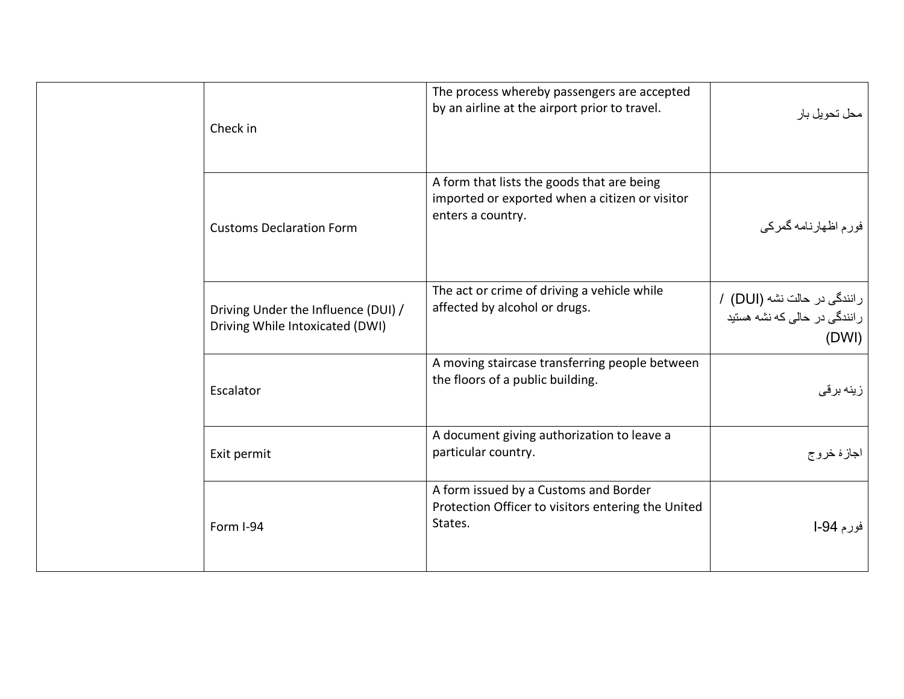|  | Check in | The process whereby passengers are accepted by an airline at the airport prior to travel. | محل تحویل بار |
|---|---|---|---|
|  | Customs Declaration Form | A form that lists the goods that are being imported or exported when a citizen or visitor enters a country. | فورم اظهارنامه گمرکی |
|  | Driving Under the Influence (DUI) / Driving While Intoxicated (DWI) | The act or crime of driving a vehicle while affected by alcohol or drugs. | رانندگی در حالت نشه (DUI) / رانندگی در حالی که نشه هستید (DWI) |
|  | Escalator | A moving staircase transferring people between the floors of a public building. | زینه برقی |
|  | Exit permit | A document giving authorization to leave a particular country. | اجازۀ خروج |
|  | Form I-94 | A form issued by a Customs and Border Protection Officer to visitors entering the United States. | فورم I-94 |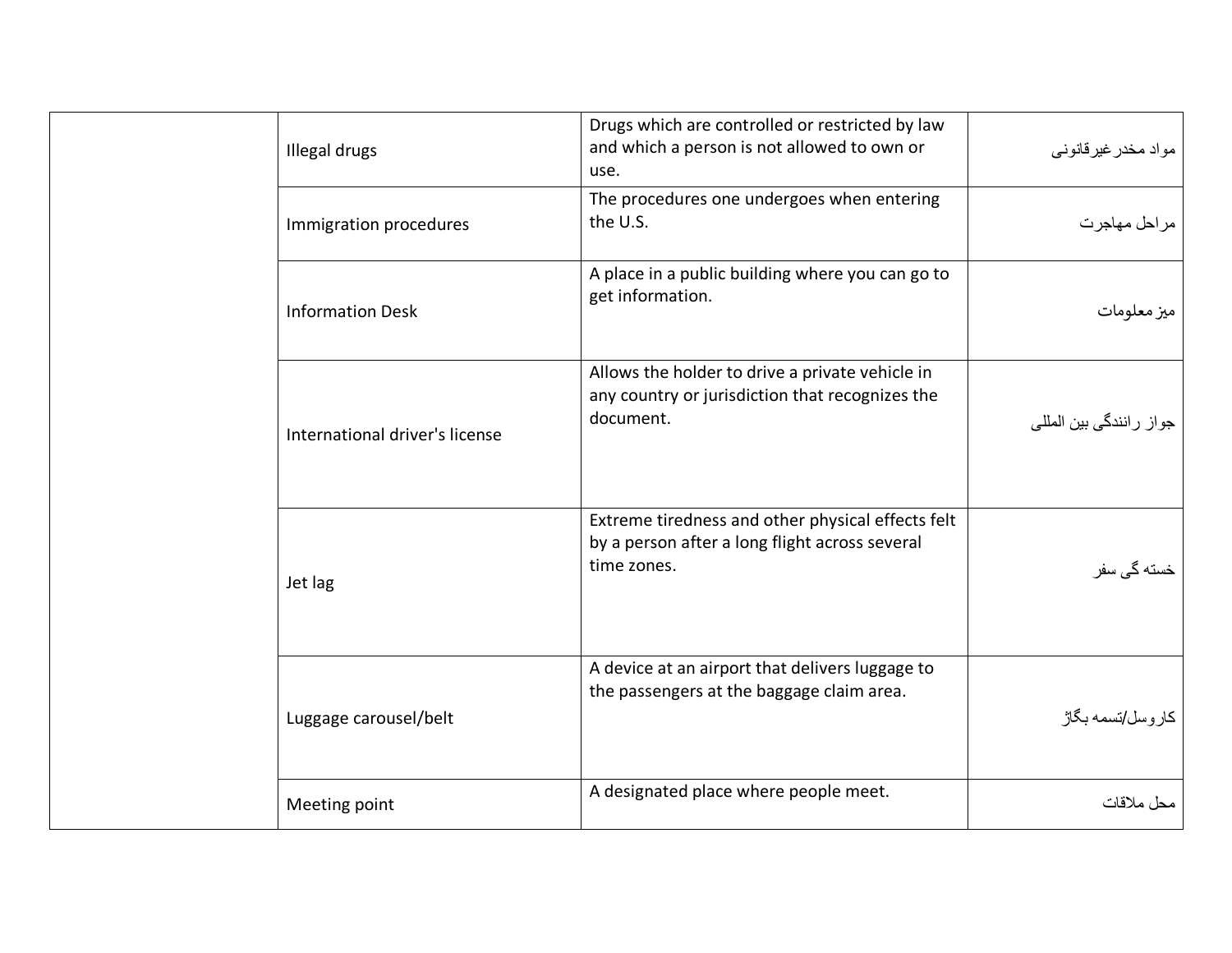| | | | |
|---|---|---|---|
| | Illegal drugs | Drugs which are controlled or restricted by law and which a person is not allowed to own or use. | مواد مخدرغیرقانونی |
| | Immigration procedures | The procedures one undergoes when entering the U.S. | مراحل مهاجرت |
| | Information Desk | A place in a public building where you can go to get information. | میز معلومات |
| | International driver's license | Allows the holder to drive a private vehicle in any country or jurisdiction that recognizes the document. | جواز رانندگی بین المللی |
| | Jet lag | Extreme tiredness and other physical effects felt by a person after a long flight across several time zones. | خسته گی سفر |
| | Luggage carousel/belt | A device at an airport that delivers luggage to the passengers at the baggage claim area. | کاروسل/تسمه بگاژ |
| | Meeting point | A designated place where people meet. | محل ملاقات |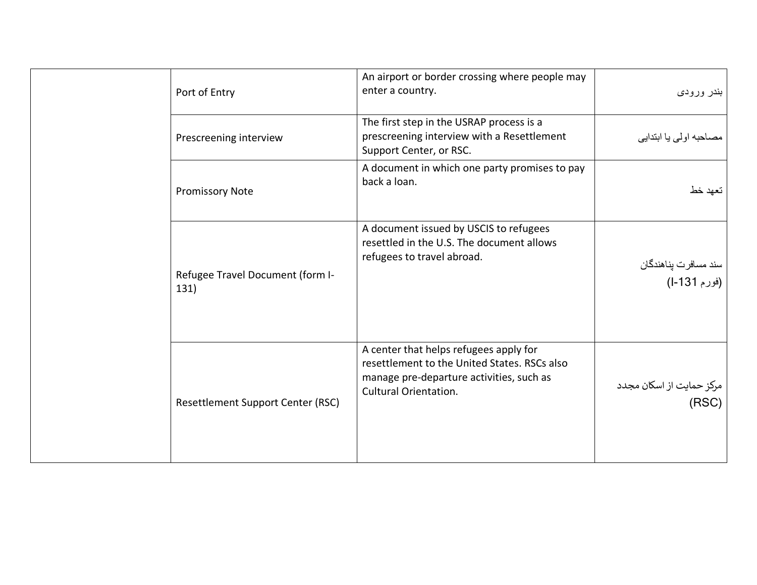| | | | |
|---|---|---|---|
| | Port of Entry | An airport or border crossing where people may enter a country. | بندر ورودی |
| | Prescreening interview | The first step in the USRAP process is a prescreening interview with a Resettlement Support Center, or RSC. | مصاحبه اولی یا ابتدایی |
| | Promissory Note | A document in which one party promises to pay back a loan. | تعهد خط |
| | Refugee Travel Document (form I-131) | A document issued by USCIS to refugees resettled in the U.S. The document allows refugees to travel abroad. | سند مسافرت پناهندگان (فورم I-131) |
| | Resettlement Support Center (RSC) | A center that helps refugees apply for resettlement to the United States. RSCs also manage pre-departure activities, such as Cultural Orientation. | مرکز حمایت از اسکان مجدد (RSC) |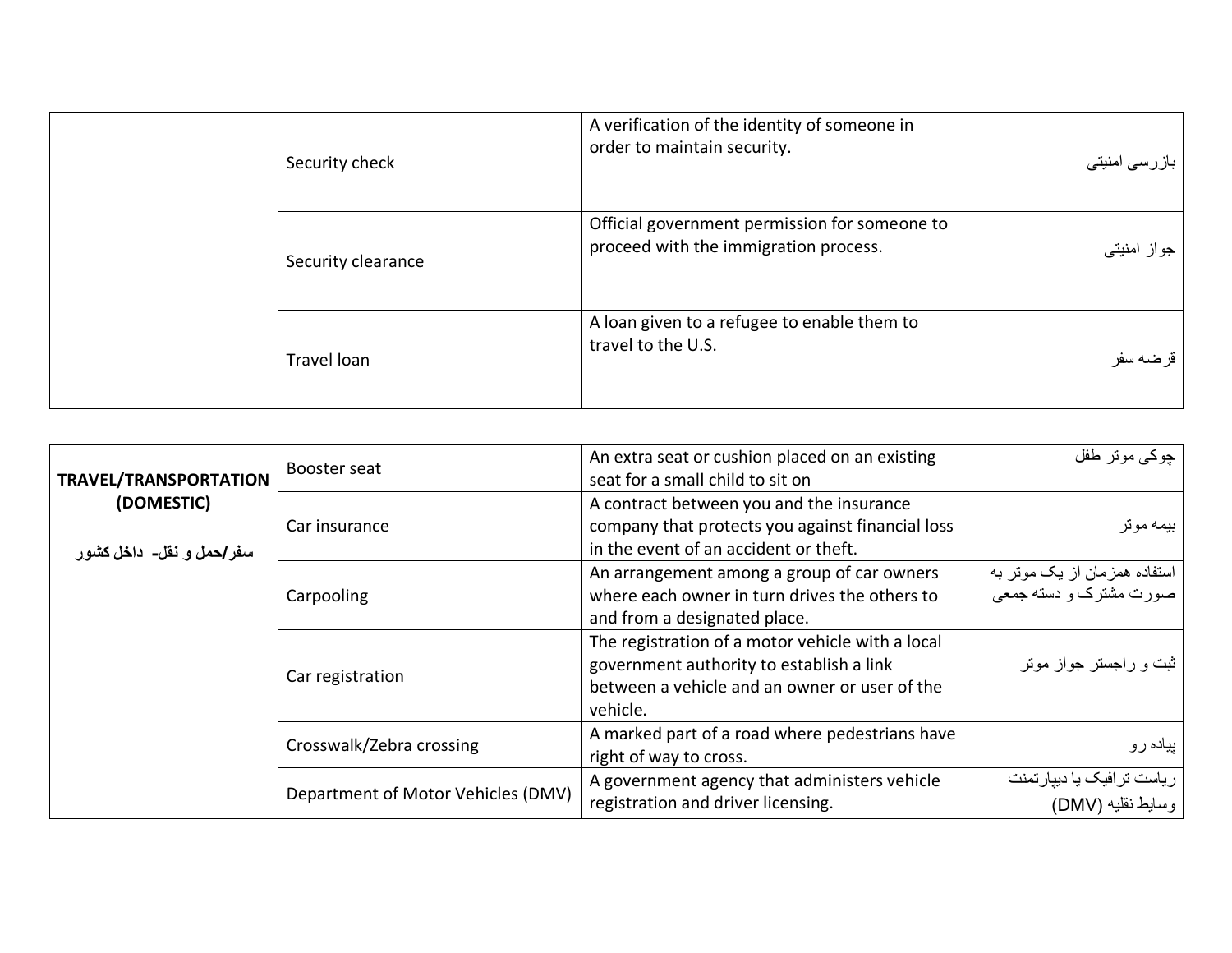| | | | |
|---|---|---|---|
| | Security check | A verification of the identity of someone in order to maintain security. | بازرسی امنیتی |
| | Security clearance | Official government permission for someone to proceed with the immigration process. | جواز امنیتی |
| | Travel loan | A loan given to a refugee to enable them to travel to the U.S. | قرضه سفر |

| | | | |
|---|---|---|---|
| **TRAVEL/TRANSPORTATION (DOMESTIC)**<br><br>**سفر/حمل و نقل- داخل کشور** | Booster seat | An extra seat or cushion placed on an existing seat for a small child to sit on | چوکی موتر طفل |
| | Car insurance | A contract between you and the insurance company that protects you against financial loss in the event of an accident or theft. | بیمه موتر |
| | Carpooling | An arrangement among a group of car owners where each owner in turn drives the others to and from a designated place. | استفاده همزمان از یک موتر به صورت مشترک و دسته جمعی |
| | Car registration | The registration of a motor vehicle with a local government authority to establish a link between a vehicle and an owner or user of the vehicle. | ثبت و راجستر جواز موتر |
| | Crosswalk/Zebra crossing | A marked part of a road where pedestrians have right of way to cross. | پیاده رو |
| | Department of Motor Vehicles (DMV) | A government agency that administers vehicle registration and driver licensing. | ریاست ترافیک یا دیپارتمنت وسایط نقلیه (DMV) |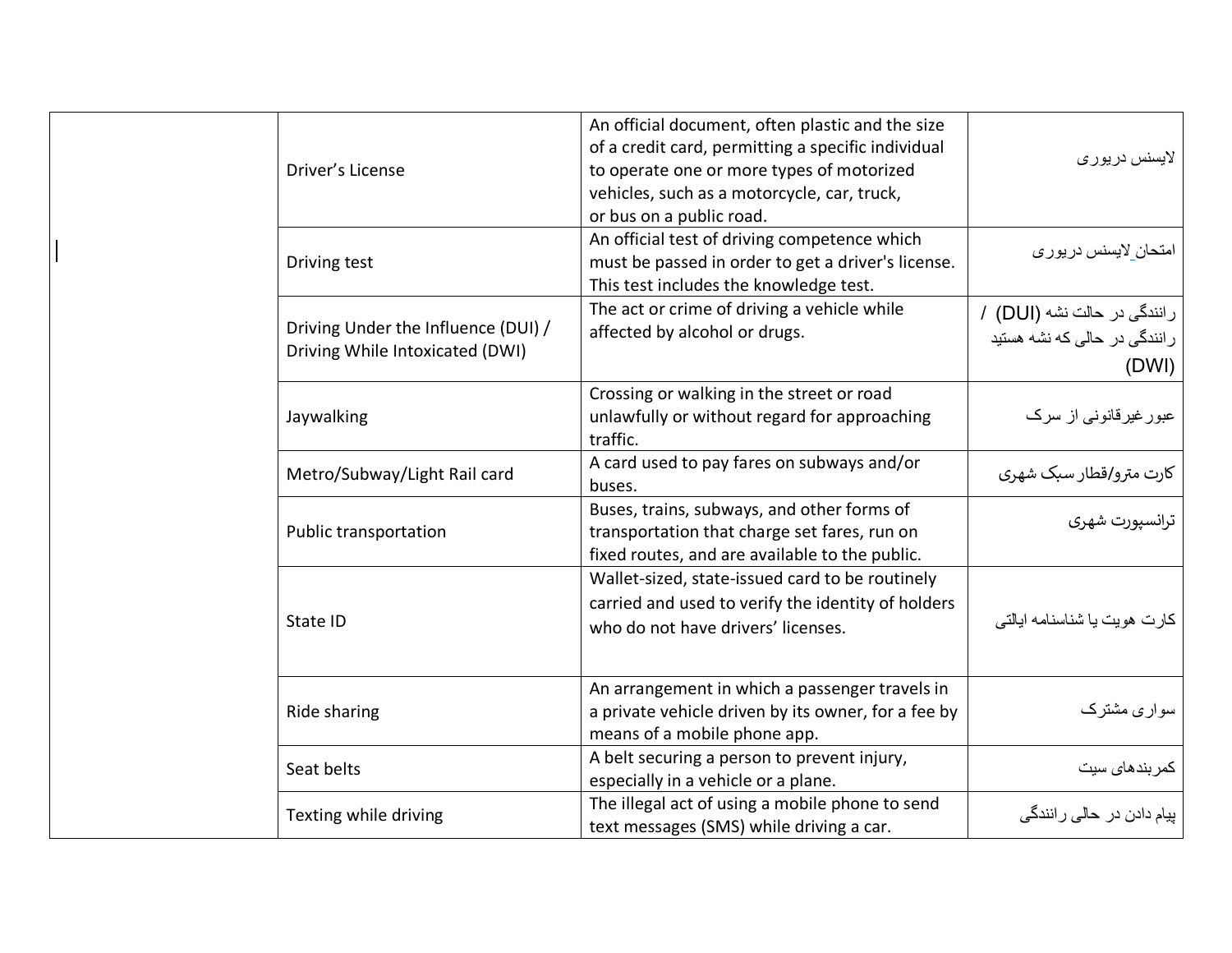| | | | |
|---|---|---|---|
| | Driver's License | An official document, often plastic and the size of a credit card, permitting a specific individual to operate one or more types of motorized vehicles, such as a motorcycle, car, truck, or bus on a public road. | لایسنس دریوری |
| | Driving test | An official test of driving competence which must be passed in order to get a driver's license. This test includes the knowledge test. | امتحان لایسنس دریوری |
| | Driving Under the Influence (DUI) / Driving While Intoxicated (DWI) | The act or crime of driving a vehicle while affected by alcohol or drugs. | رانندگی در حالت نشه (DUI) / رانندگی در حالی که نشه هستید (DWI) |
| | Jaywalking | Crossing or walking in the street or road unlawfully or without regard for approaching traffic. | عبورغیرقانونی از سرک |
| | Metro/Subway/Light Rail card | A card used to pay fares on subways and/or buses. | کارت مترو/قطار سبک شهری |
| | Public transportation | Buses, trains, subways, and other forms of transportation that charge set fares, run on fixed routes, and are available to the public. | ترانسپورت شهری |
| | State ID | Wallet-sized, state-issued card to be routinely carried and used to verify the identity of holders who do not have drivers' licenses. | کارت هویت یا شناسنامه ایالتی |
| | Ride sharing | An arrangement in which a passenger travels in a private vehicle driven by its owner, for a fee by means of a mobile phone app. | سواری مشترک |
| | Seat belts | A belt securing a person to prevent injury, especially in a vehicle or a plane. | کمربندهای سیت |
| | Texting while driving | The illegal act of using a mobile phone to send text messages (SMS) while driving a car. | پیام دادن در حالی رانندگی |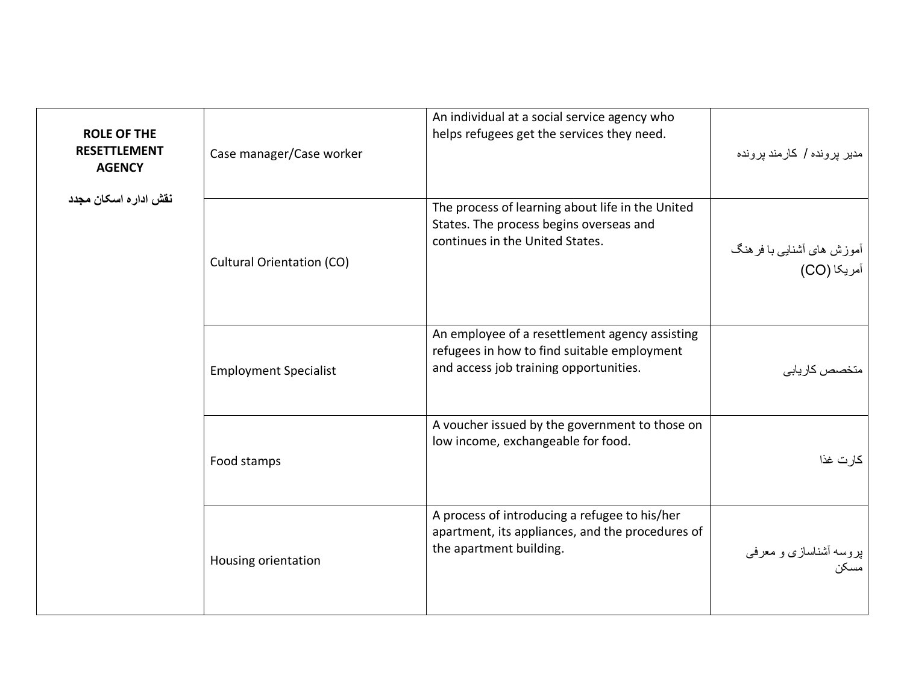| **ROLE OF THE RESETTLEMENT AGENCY** **نقش اداره اسکان مجدد** | Case manager/Case worker | An individual at a social service agency who helps refugees get the services they need. | مدیر پرونده / کارمند پرونده |
|---|---|---|---|
| | Cultural Orientation (CO) | The process of learning about life in the United States. The process begins overseas and continues in the United States. | آموزش های آشنایی با فرهنگ آمریکا (CO) |
| | Employment Specialist | An employee of a resettlement agency assisting refugees in how to find suitable employment and access job training opportunities. | متخصص کاریابی |
| | Food stamps | A voucher issued by the government to those on low income, exchangeable for food. | کارت غذا |
| | Housing orientation | A process of introducing a refugee to his/her apartment, its appliances, and the procedures of the apartment building. | پروسه آشناسازی و معرفی مسکن |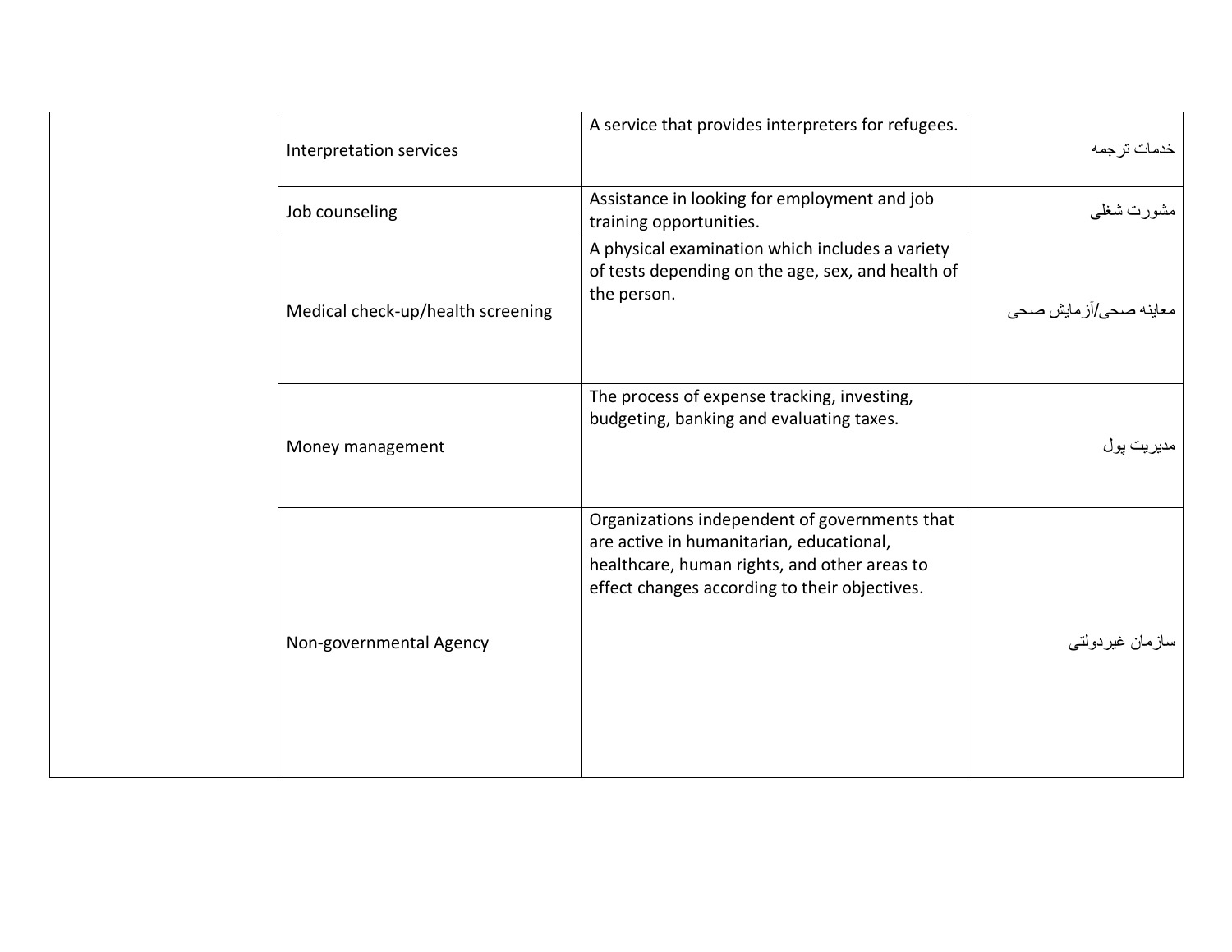| | | | |
|---|---|---|---|
| | Interpretation services | A service that provides interpreters for refugees. | خدمات ترجمه |
| | Job counseling | Assistance in looking for employment and job training opportunities. | مشورت شغلی |
| | Medical check-up/health screening | A physical examination which includes a variety of tests depending on the age, sex, and health of the person. | معاینه صحی/آزمایش صحی |
| | Money management | The process of expense tracking, investing, budgeting, banking and evaluating taxes. | مدیریت پول |
| | Non-governmental Agency | Organizations independent of governments that are active in humanitarian, educational, healthcare, human rights, and other areas to effect changes according to their objectives. | سازمان غیردولتی |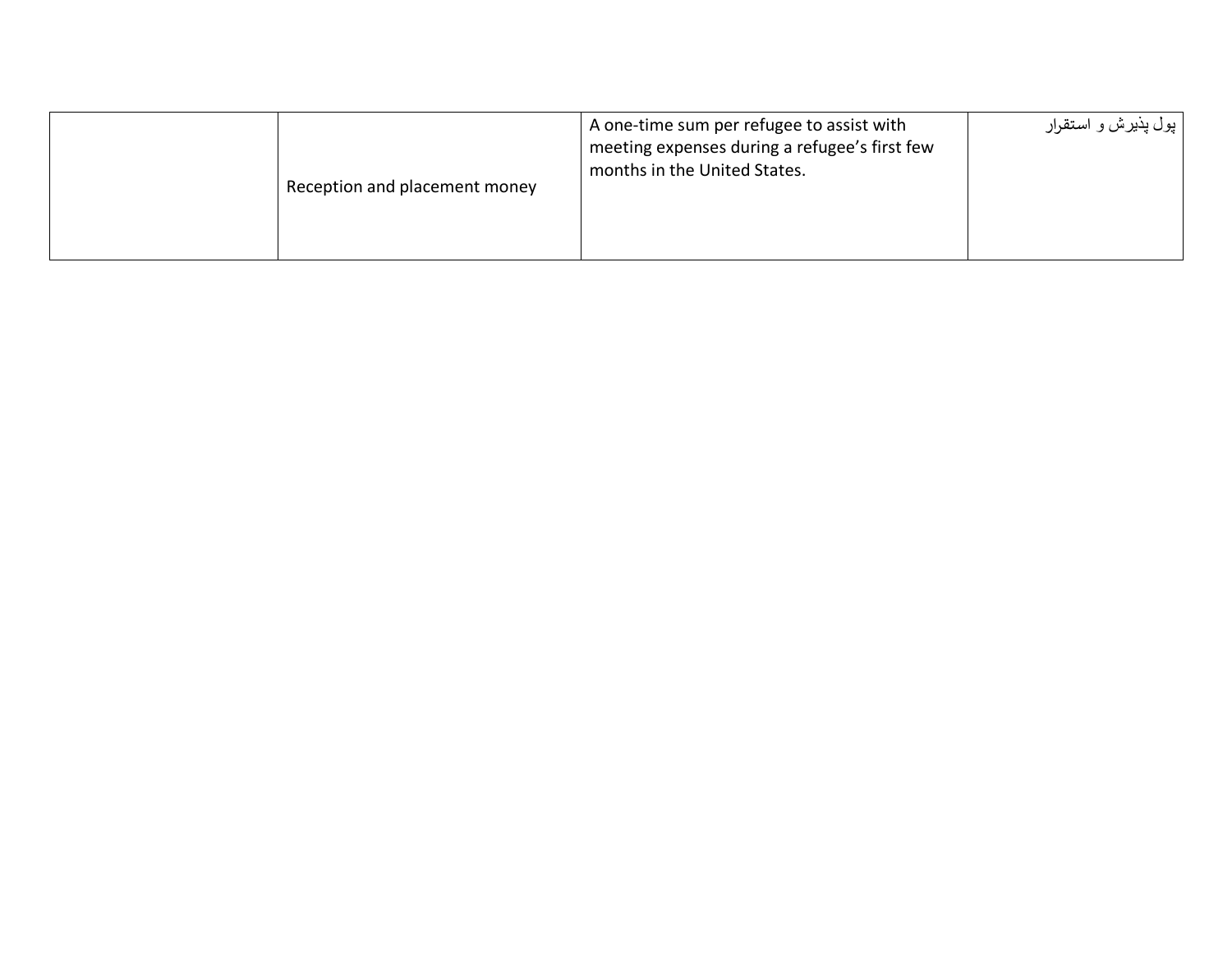|  |  |  |  |
|---|---|---|---|
|  | Reception and placement money | A one-time sum per refugee to assist with meeting expenses during a refugee's first few months in the United States. | پول پذیرش و استقرار |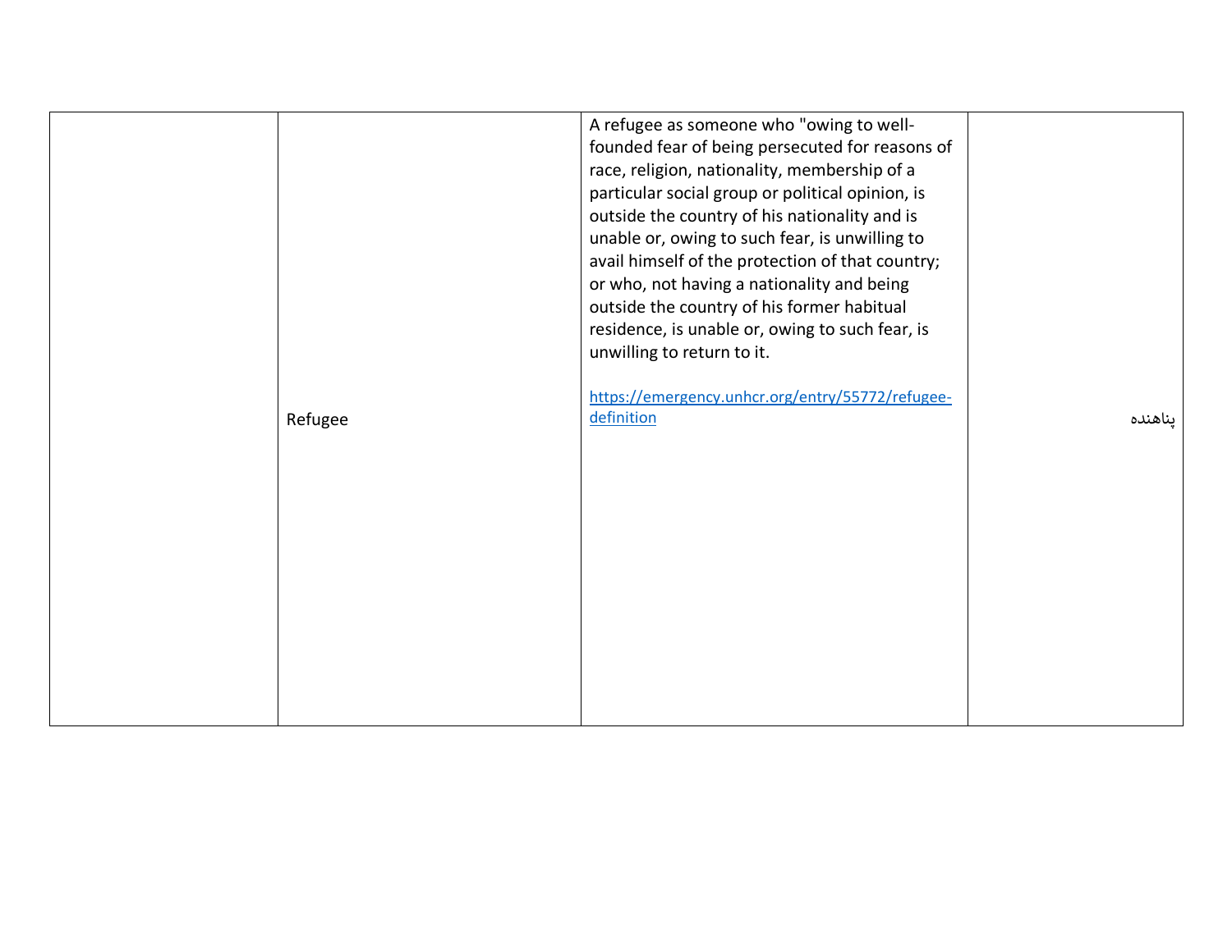|  | Refugee | A refugee as someone who "owing to well-founded fear of being persecuted for reasons of race, religion, nationality, membership of a particular social group or political opinion, is outside the country of his nationality and is unable or, owing to such fear, is unwilling to avail himself of the protection of that country; or who, not having a nationality and being outside the country of his former habitual residence, is unable or, owing to such fear, is unwilling to return to it.<br><br>https://emergency.unhcr.org/entry/55772/refugee-definition | پناهنده |
|---|---|---|---|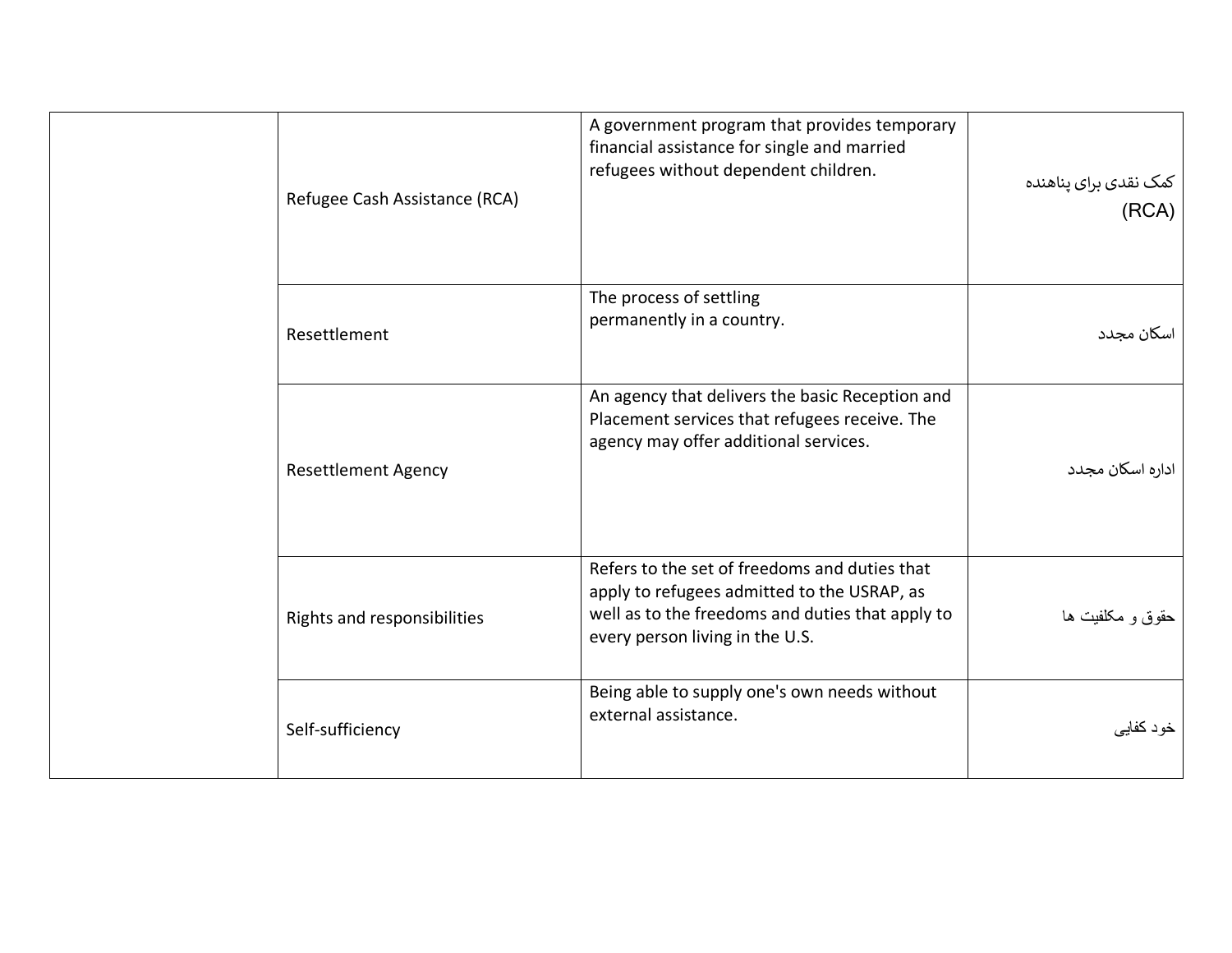| | | | |
|---|---|---|---|
| | Refugee Cash Assistance (RCA) | A government program that provides temporary financial assistance for single and married refugees without dependent children. | کمک نقدی برای پناهنده (RCA) |
| | Resettlement | The process of settling permanently in a country. | اسکان مجدد |
| | Resettlement Agency | An agency that delivers the basic Reception and Placement services that refugees receive. The agency may offer additional services. | اداره اسکان مجدد |
| | Rights and responsibilities | Refers to the set of freedoms and duties that apply to refugees admitted to the USRAP, as well as to the freedoms and duties that apply to every person living in the U.S. | حقوق و مکلفیت ها |
| | Self-sufficiency | Being able to supply one's own needs without external assistance. | خود کفایی |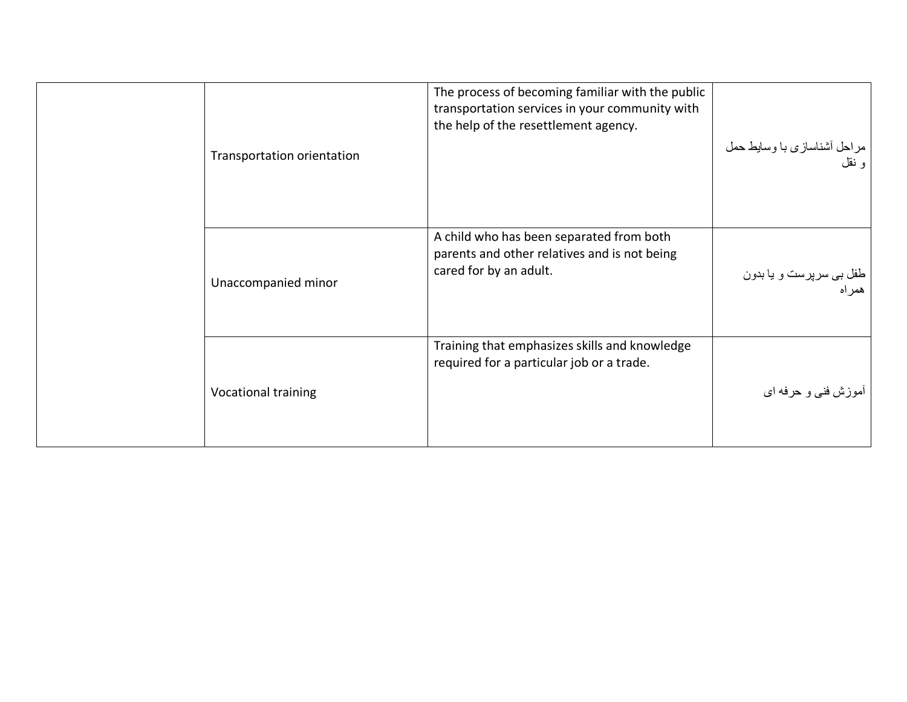| | | | |
|---|---|---|---|
| | Transportation orientation | The process of becoming familiar with the public transportation services in your community with the help of the resettlement agency. | مراحل آشناسازی با وسایط حمل و نقل |
| | Unaccompanied minor | A child who has been separated from both parents and other relatives and is not being cared for by an adult. | طفل بی سرپرست و یا بدون همراه |
| | Vocational training | Training that emphasizes skills and knowledge required for a particular job or a trade. | آموزش فنی و حرفه ای |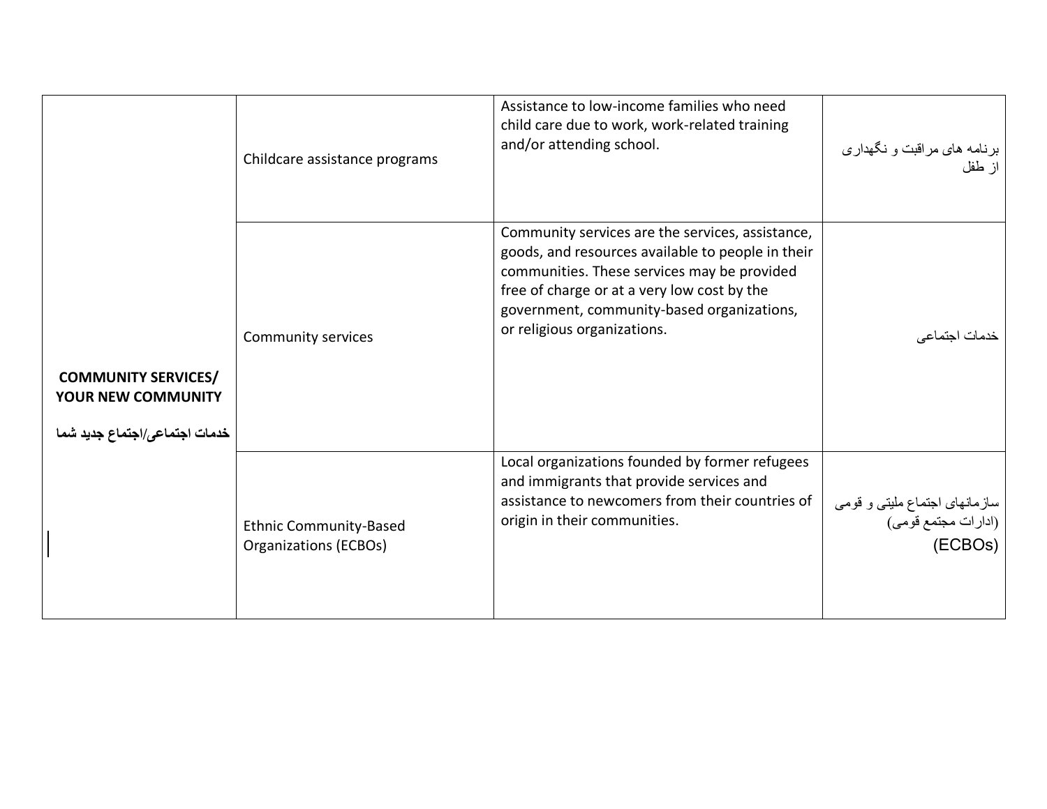| | | | |
|---|---|---|---|
| **COMMUNITY SERVICES/ YOUR NEW COMMUNITY**<br><br>**خدمات اجتماعی/اجتماع جدید شما** | Childcare assistance programs | Assistance to low-income families who need child care due to work, work-related training and/or attending school. | برنامه های مراقبت و نگهداری از طفل |
| | Community services | Community services are the services, assistance, goods, and resources available to people in their communities. These services may be provided free of charge or at a very low cost by the government, community-based organizations, or religious organizations. | خدمات اجتماعی |
| | Ethnic Community-Based Organizations (ECBOs) | Local organizations founded by former refugees and immigrants that provide services and assistance to newcomers from their countries of origin in their communities. | سازمانهای اجتماع ملیتی و قومی (ادارات مجتمع قومی) (ECBOs) |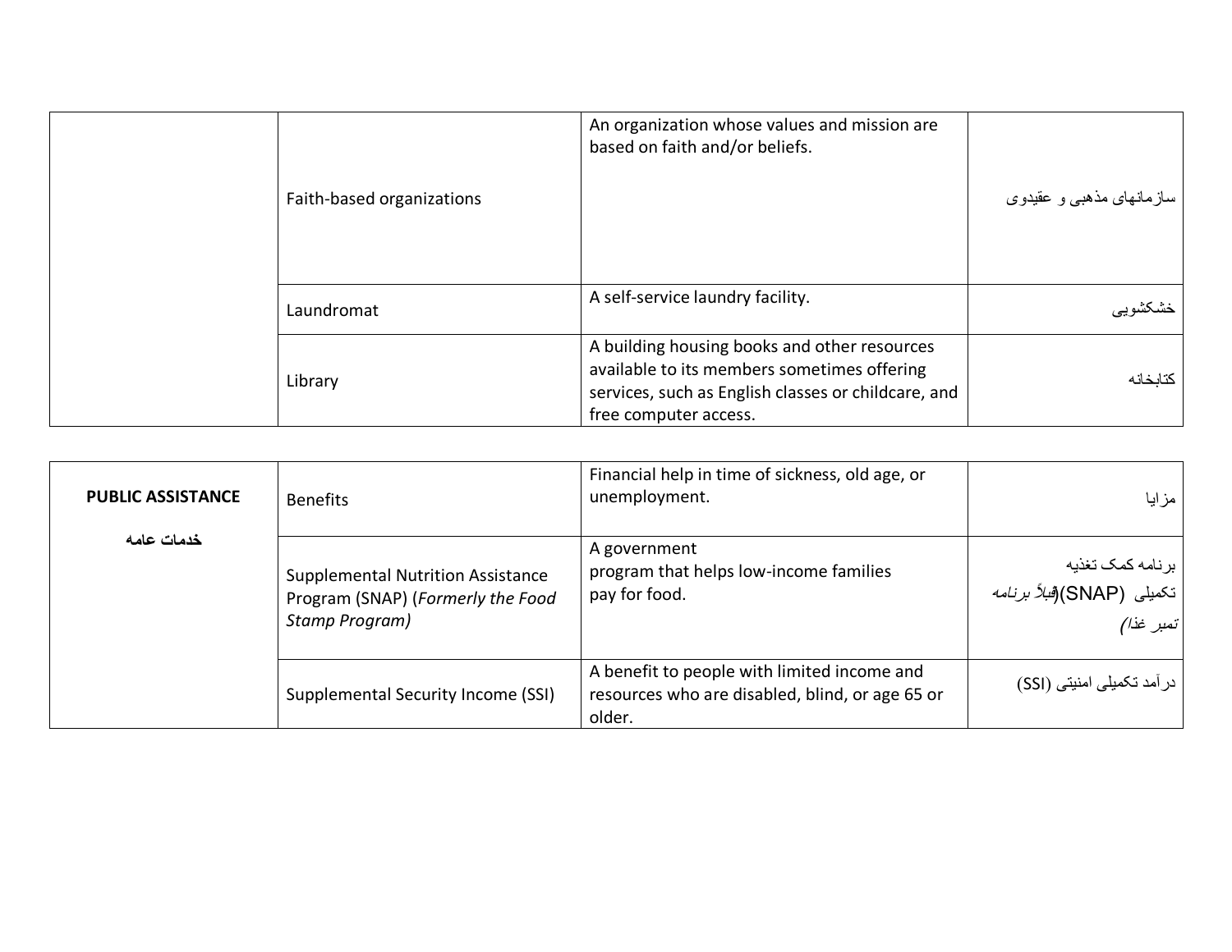| | | | |
|---|---|---|---|
| | Faith-based organizations | An organization whose values and mission are based on faith and/or beliefs. | سازمانهای مذهبی و عقیدوی |
| | Laundromat | A self-service laundry facility. | خشکشویی |
| | Library | A building housing books and other resources available to its members sometimes offering services, such as English classes or childcare, and free computer access. | کتابخانه |

| | | | |
|---|---|---|---|
| **PUBLIC ASSISTANCE** **خدمات عامه** | Benefits | Financial help in time of sickness, old age, or unemployment. | مزایا |
| | Supplemental Nutrition Assistance Program (SNAP) (*Formerly the Food Stamp Program)* | A government program that helps low-income families pay for food. | برنامه کمک تغذیه تکمیلی (SNAP)(*قبلاً برنامه تمبر غذا)* |
| | Supplemental Security Income (SSI) | A benefit to people with limited income and resources who are disabled, blind, or age 65 or older. | درآمد تکمیلی امنیتی (SSI) |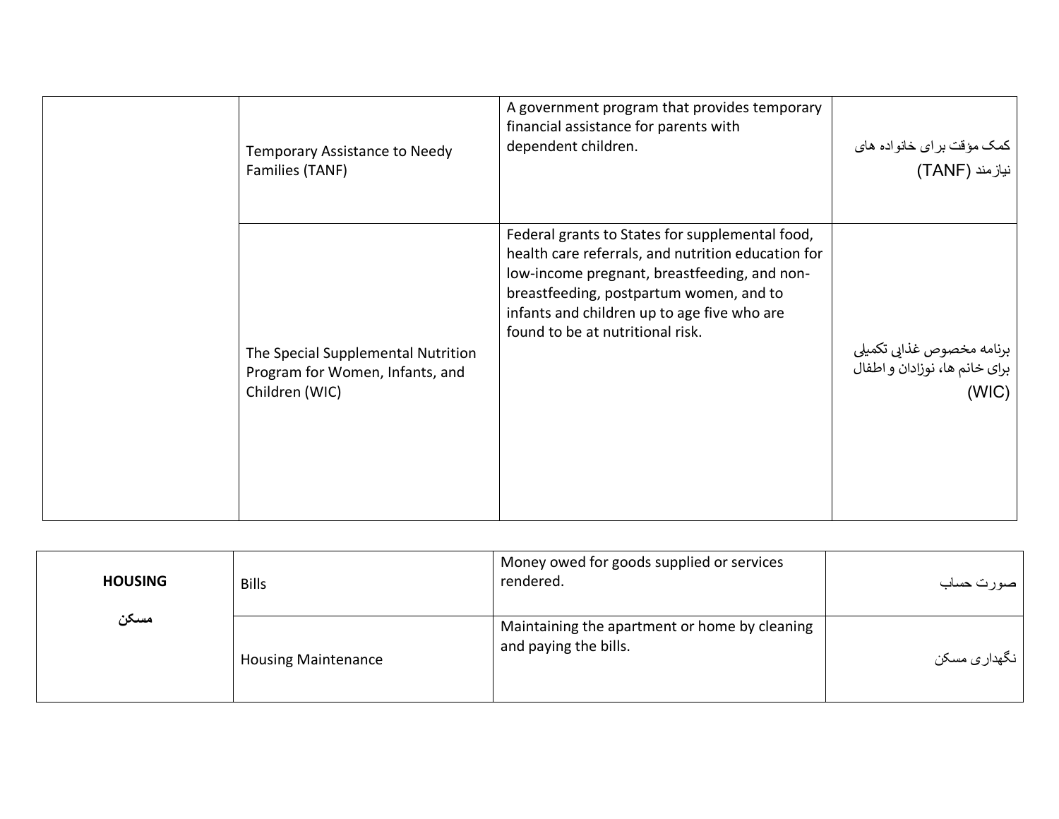| | | | |
|---|---|---|---|
| | Temporary Assistance to Needy Families (TANF) | A government program that provides temporary financial assistance for parents with dependent children. | کمک مؤقت برای خانواده های نیازمند (TANF) |
| | The Special Supplemental Nutrition Program for Women, Infants, and Children (WIC) | Federal grants to States for supplemental food, health care referrals, and nutrition education for low-income pregnant, breastfeeding, and non-breastfeeding, postpartum women, and to infants and children up to age five who are found to be at nutritional risk. | برنامه مخصوص غذایی تکمیلی برای خانم ها، نوزادان و اطفال (WIC) |

| | | | |
|---|---|---|---|
| **HOUSING** **مسکن** | Bills | Money owed for goods supplied or services rendered. | صورت حساب |
| | Housing Maintenance | Maintaining the apartment or home by cleaning and paying the bills. | نگهداری مسکن |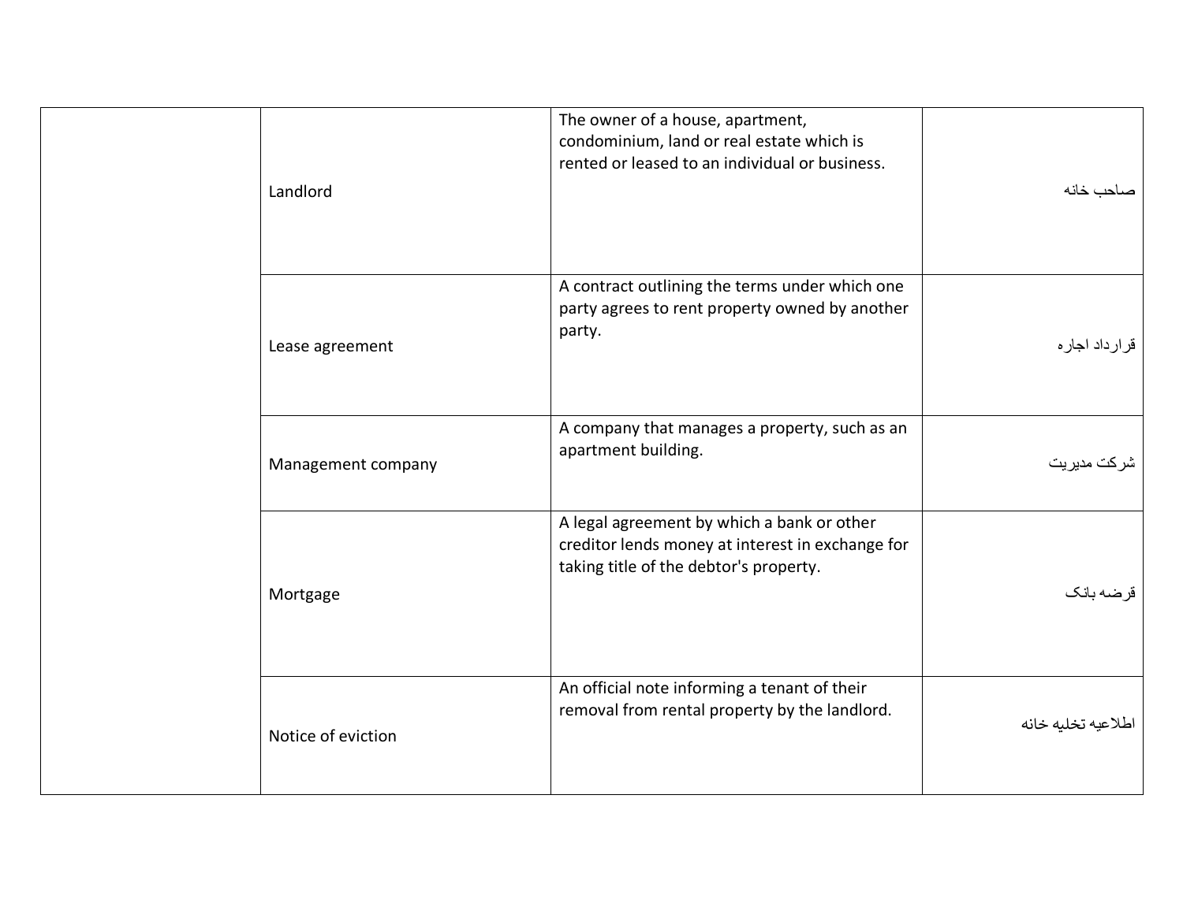| | | | |
|---|---|---|---|
| | Landlord | The owner of a house, apartment, condominium, land or real estate which is rented or leased to an individual or business. | صاحب خانه |
| | Lease agreement | A contract outlining the terms under which one party agrees to rent property owned by another party. | قرارداد اجاره |
| | Management company | A company that manages a property, such as an apartment building. | شرکت مدیریت |
| | Mortgage | A legal agreement by which a bank or other creditor lends money at interest in exchange for taking title of the debtor's property. | قرضه بانک |
| | Notice of eviction | An official note informing a tenant of their removal from rental property by the landlord. | اطلاعیه تخلیه خانه |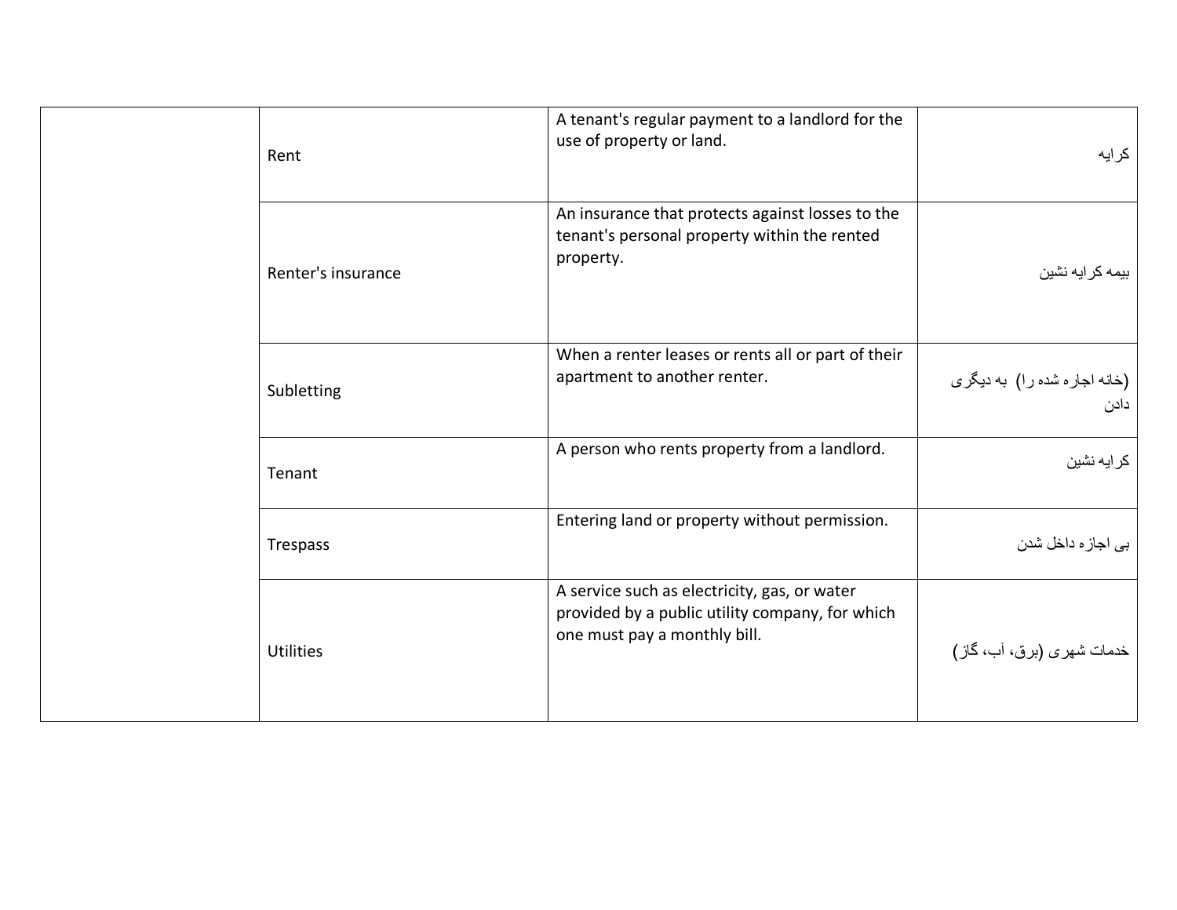| | | | |
|---|---|---|---|
| | Rent | A tenant's regular payment to a landlord for the use of property or land. | کرایه |
| | Renter's insurance | An insurance that protects against losses to the tenant's personal property within the rented property. | بیمه کرایه نشین |
| | Subletting | When a renter leases or rents all or part of their apartment to another renter. | (خانه اجاره شده را) به دیگری دادن |
| | Tenant | A person who rents property from a landlord. | کرایه نشین |
| | Trespass | Entering land or property without permission. | بی اجازه داخل شدن |
| | Utilities | A service such as electricity, gas, or water provided by a public utility company, for which one must pay a monthly bill. | خدمات شهری (برق، آب، گاز) |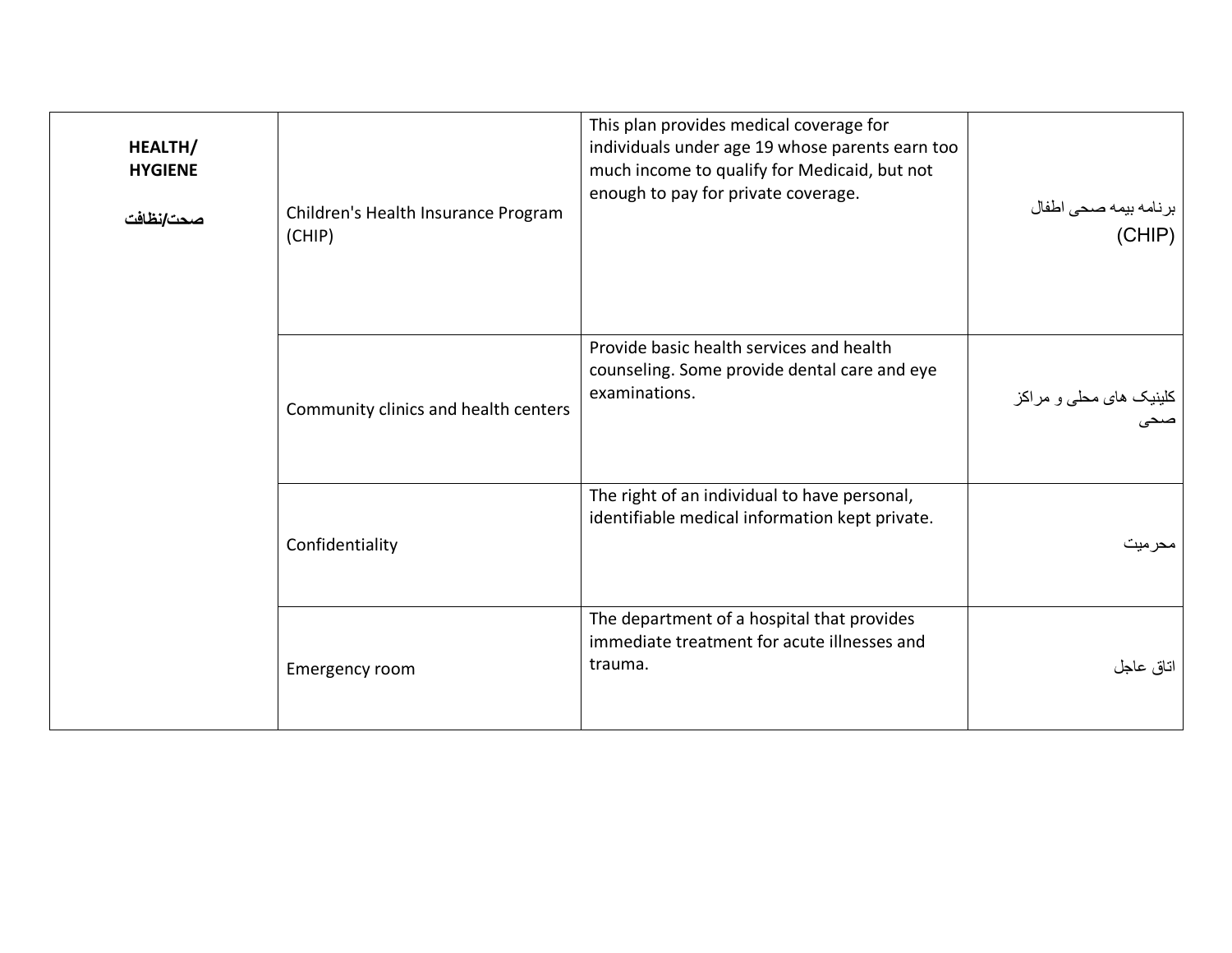| HEALTH/<br>HYGIENE<br><br>صحت/نظافت | Children's Health Insurance Program (CHIP) | This plan provides medical coverage for individuals under age 19 whose parents earn too much income to qualify for Medicaid, but not enough to pay for private coverage. | برنامه بیمه صحی اطفال (CHIP) |
|---|---|---|---|
| | Community clinics and health centers | Provide basic health services and health counseling. Some provide dental care and eye examinations. | کلینیک های محلی و مراکز صحی |
| | Confidentiality | The right of an individual to have personal, identifiable medical information kept private. | محرمیت |
| | Emergency room | The department of a hospital that provides immediate treatment for acute illnesses and trauma. | اتاق عاجل |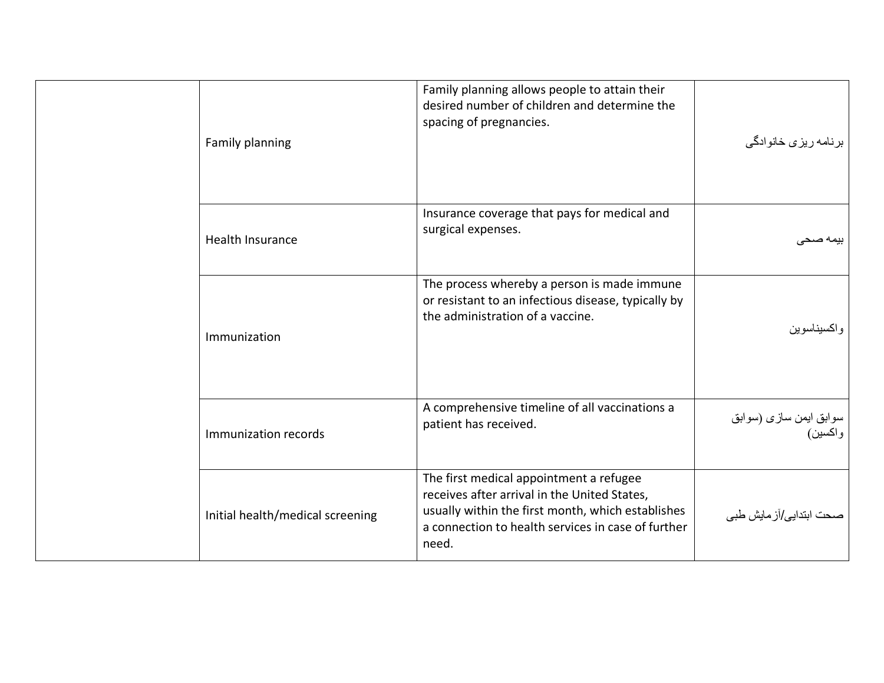| | | | |
|---|---|---|---|
| | Family planning | Family planning allows people to attain their desired number of children and determine the spacing of pregnancies. | برنامه ریزی خانوادگی |
| | Health Insurance | Insurance coverage that pays for medical and surgical expenses. | بیمه صحی |
| | Immunization | The process whereby a person is made immune or resistant to an infectious disease, typically by the administration of a vaccine. | واکسیناسوین |
| | Immunization records | A comprehensive timeline of all vaccinations a patient has received. | سوابق ایمن سازی (سوابق واکسین) |
| | Initial health/medical screening | The first medical appointment a refugee receives after arrival in the United States, usually within the first month, which establishes a connection to health services in case of further need. | صحت ابتدایی/آزمایش طبی |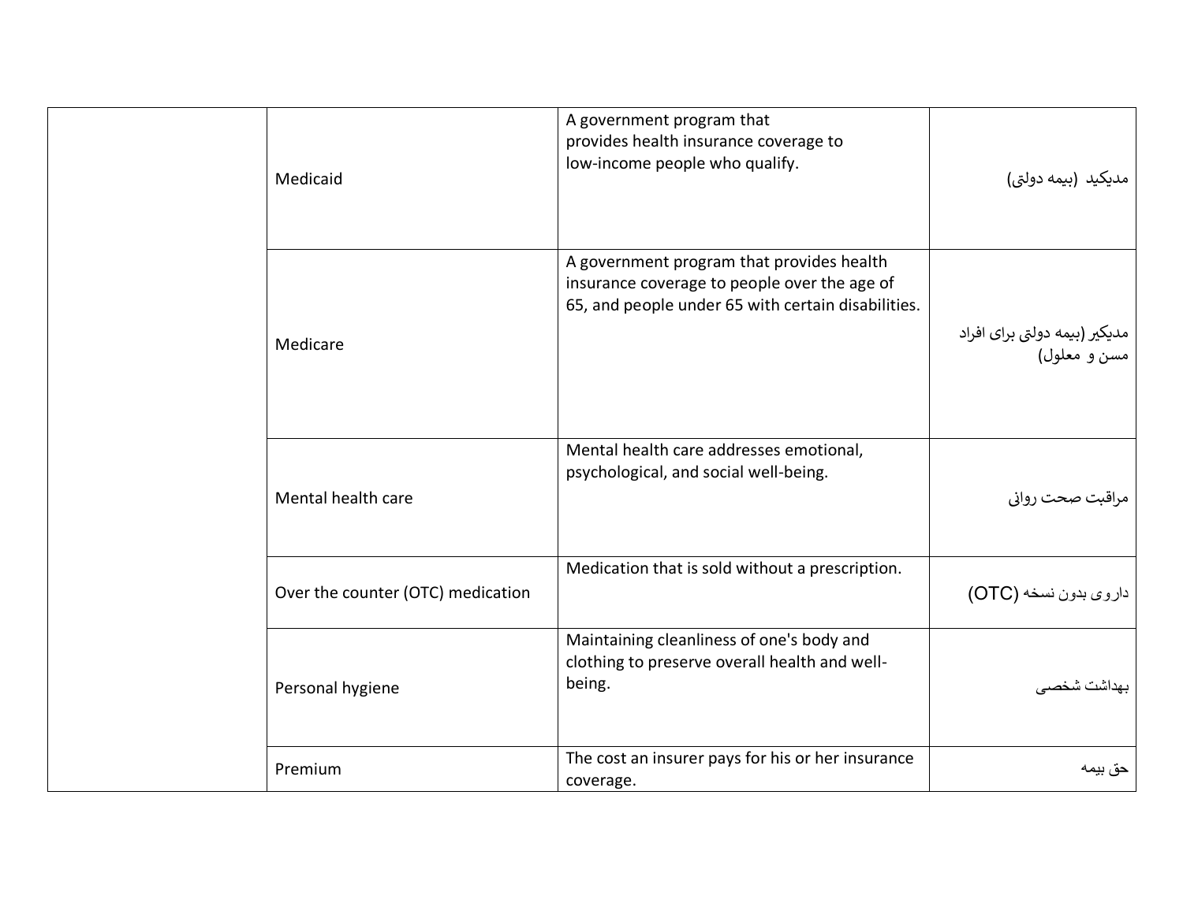| | | | |
|---|---|---|---|
| | Medicaid | A government program that provides health insurance coverage to low-income people who qualify. | مدیکید (بیمه دولتی) |
| | Medicare | A government program that provides health insurance coverage to people over the age of 65, and people under 65 with certain disabilities. | مدیکیر (بیمه دولتی برای افراد مسن و معلول) |
| | Mental health care | Mental health care addresses emotional, psychological, and social well-being. | مراقبت صحت روانی |
| | Over the counter (OTC) medication | Medication that is sold without a prescription. | داروی بدون نسخه (OTC) |
| | Personal hygiene | Maintaining cleanliness of one's body and clothing to preserve overall health and well-being. | بهداشت شخصی |
| | Premium | The cost an insurer pays for his or her insurance coverage. | حق بیمه |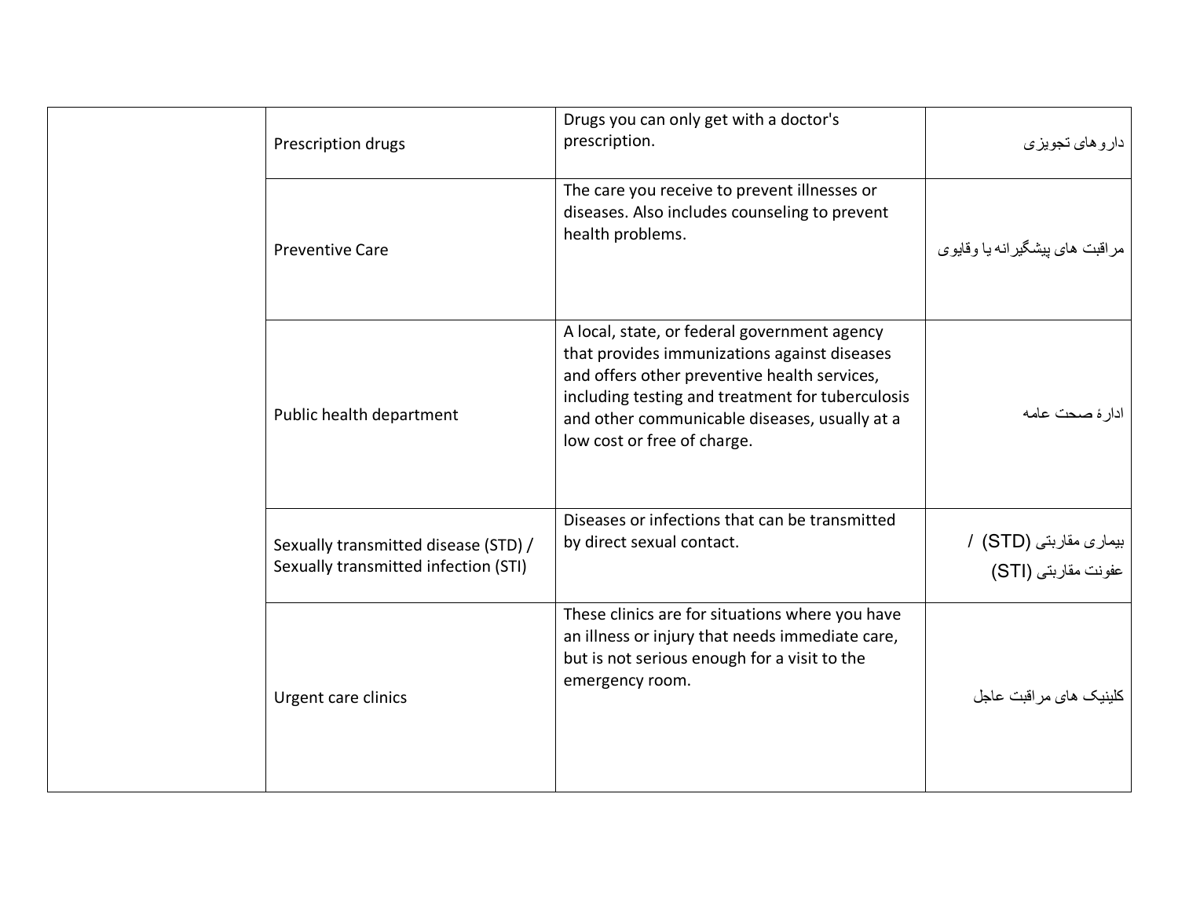| | | | |
|---|---|---|---|
| | Prescription drugs | Drugs you can only get with a doctor's prescription. | داروهای تجویزی |
| | Preventive Care | The care you receive to prevent illnesses or diseases. Also includes counseling to prevent health problems. | مراقبت های پیشگیرانه یا وقایوی |
| | Public health department | A local, state, or federal government agency that provides immunizations against diseases and offers other preventive health services, including testing and treatment for tuberculosis and other communicable diseases, usually at a low cost or free of charge. | ادارۀ صحت عامه |
| | Sexually transmitted disease (STD) / Sexually transmitted infection (STI) | Diseases or infections that can be transmitted by direct sexual contact. | بیماری مقاربتی (STD) / عفونت مقاربتی (STI) |
| | Urgent care clinics | These clinics are for situations where you have an illness or injury that needs immediate care, but is not serious enough for a visit to the emergency room. | کلینیک های مراقبت عاجل |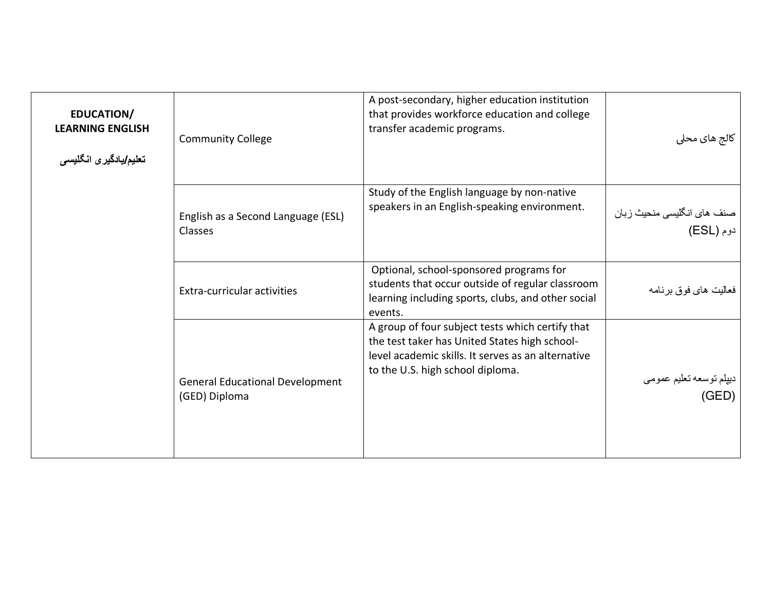| EDUCATION/ LEARNING ENGLISH<br><br>تعلیم/یادگیری انگلیسی | Community College | A post-secondary, higher education institution that provides workforce education and college transfer academic programs. | کالج های محلی |
|---|---|---|---|
| | English as a Second Language (ESL) Classes | Study of the English language by non-native speakers in an English-speaking environment. | صنف های انگلیسی منحیث زبان دوم (ESL) |
| | Extra-curricular activities | Optional, school-sponsored programs for students that occur outside of regular classroom learning including sports, clubs, and other social events. | فعالیت های فوق برنامه |
| | General Educational Development (GED) Diploma | A group of four subject tests which certify that the test taker has United States high school-level academic skills. It serves as an alternative to the U.S. high school diploma. | دیپلم توسعه تعلیم عمومی (GED) |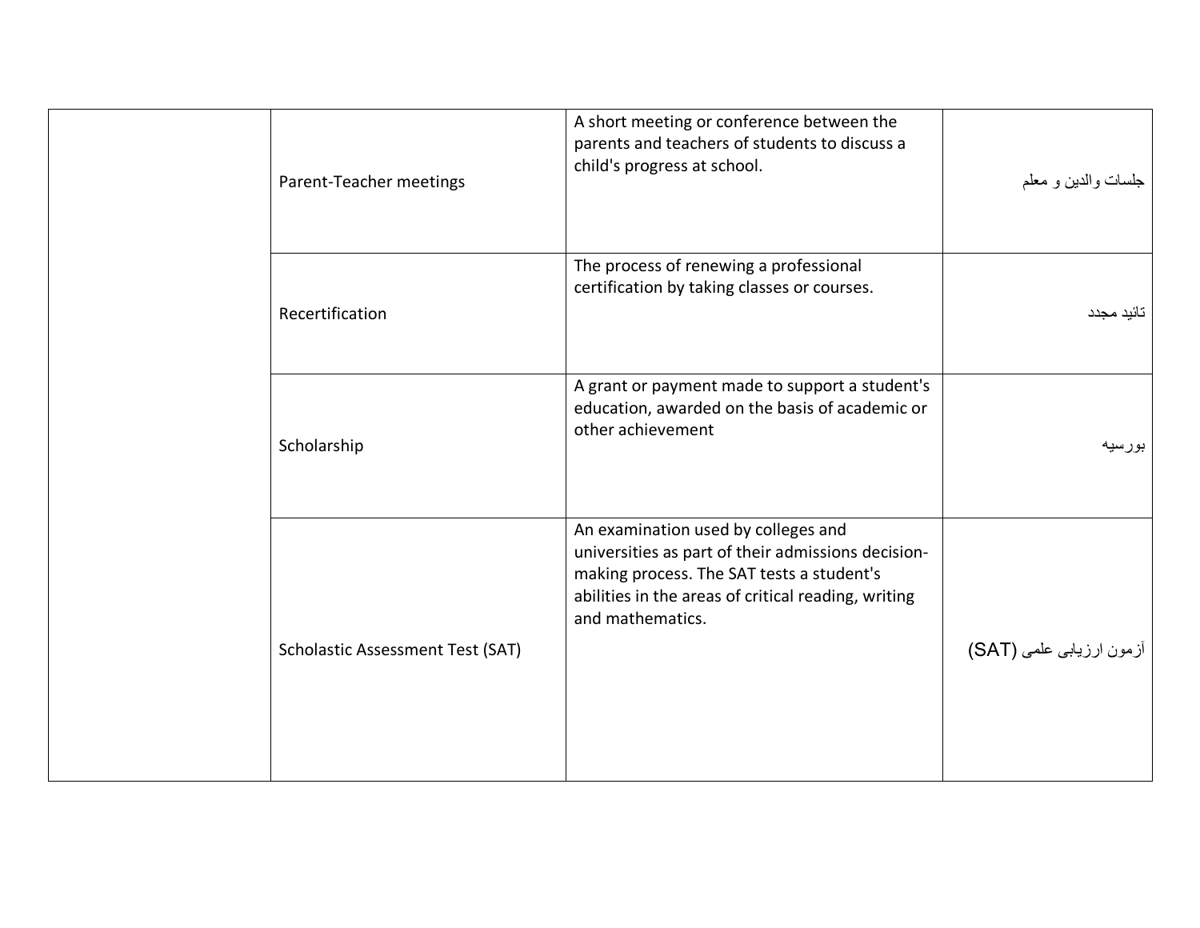| | | | |
|---|---|---|---|
| | Parent-Teacher meetings | A short meeting or conference between the parents and teachers of students to discuss a child's progress at school. | جلسات والدین و معلم |
| | Recertification | The process of renewing a professional certification by taking classes or courses. | تائید مجدد |
| | Scholarship | A grant or payment made to support a student's education, awarded on the basis of academic or other achievement | بورسیه |
| | Scholastic Assessment Test (SAT) | An examination used by colleges and universities as part of their admissions decision-making process. The SAT tests a student's abilities in the areas of critical reading, writing and mathematics. | آزمون ارزیابی علمی (SAT) |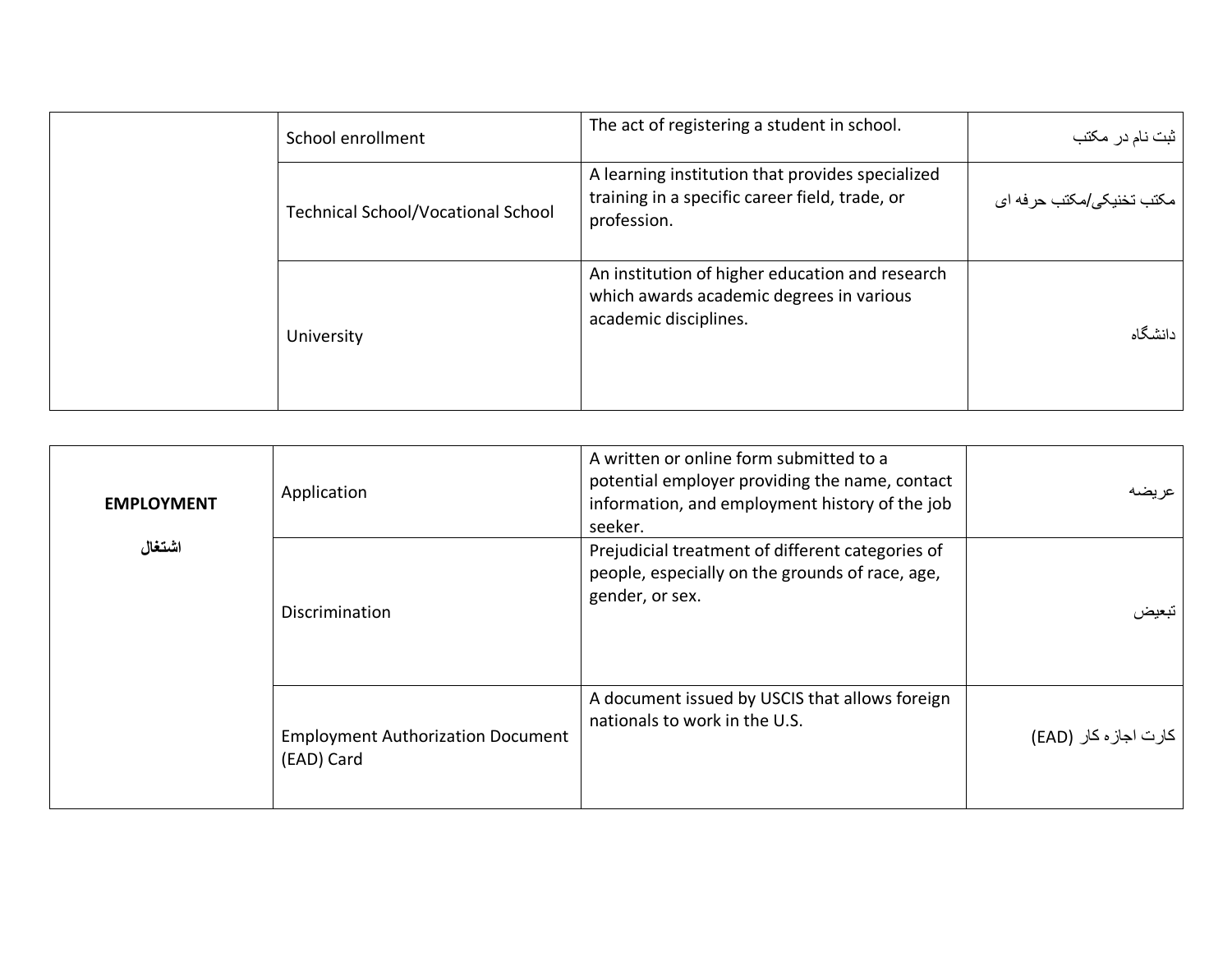| | | | |
|---|---|---|---|
| | School enrollment | The act of registering a student in school. | ثبت نام در مکتب |
| | Technical School/Vocational School | A learning institution that provides specialized training in a specific career field, trade, or profession. | مکتب تخنیکی/مکتب حرفه ای |
| | University | An institution of higher education and research which awards academic degrees in various academic disciplines. | دانشگاه |

| | | | |
|---|---|---|---|
| **EMPLOYMENT** **اشتغال** | Application | A written or online form submitted to a potential employer providing the name, contact information, and employment history of the job seeker. | عریضه |
| | Discrimination | Prejudicial treatment of different categories of people, especially on the grounds of race, age, gender, or sex. | تبعیض |
| | Employment Authorization Document (EAD) Card | A document issued by USCIS that allows foreign nationals to work in the U.S. | کارت اجازه کار (EAD) |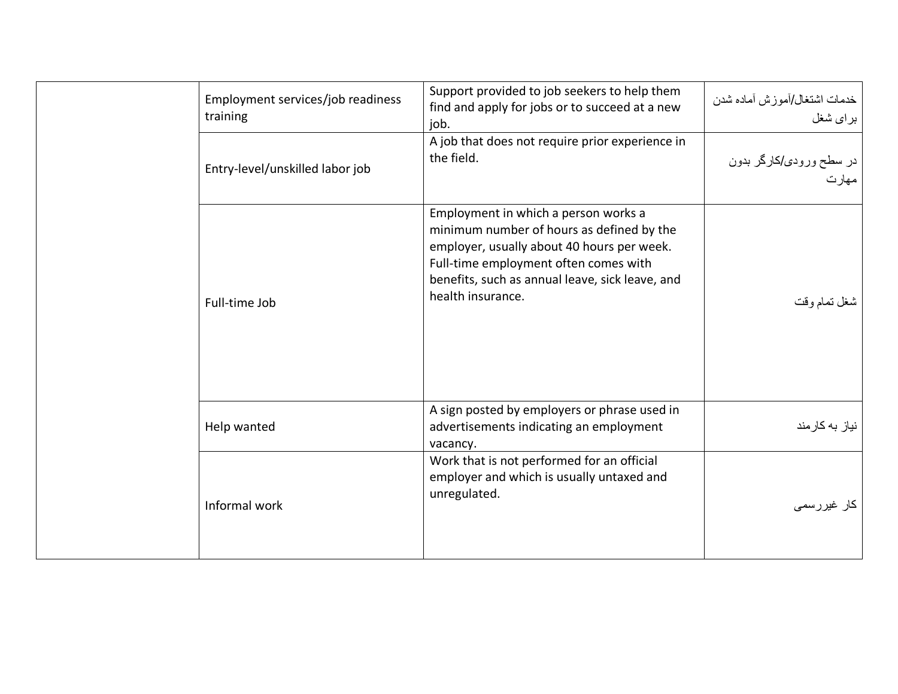| | | | |
|---|---|---|---|
| | Employment services/job readiness training | Support provided to job seekers to help them find and apply for jobs or to succeed at a new job. | خدمات اشتغال/آموزش آماده شدن برای شغل |
| | Entry-level/unskilled labor job | A job that does not require prior experience in the field. | در سطح ورودی/کارگر بدون مهارت |
| | Full-time Job | Employment in which a person works a minimum number of hours as defined by the employer, usually about 40 hours per week. Full-time employment often comes with benefits, such as annual leave, sick leave, and health insurance. | شغل تمام وقت |
| | Help wanted | A sign posted by employers or phrase used in advertisements indicating an employment vacancy. | نیاز به کارمند |
| | Informal work | Work that is not performed for an official employer and which is usually untaxed and unregulated. | کار غیررسمی |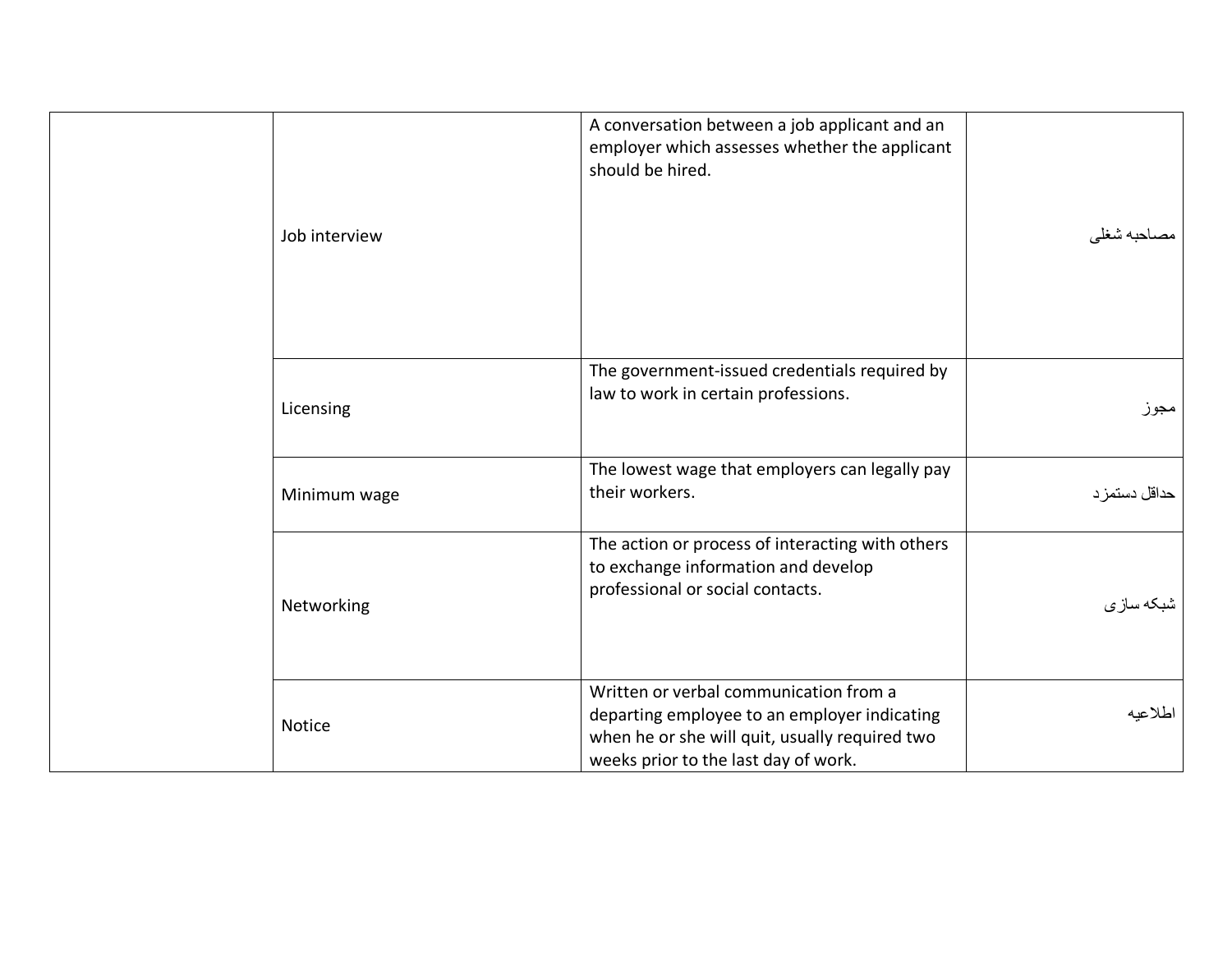| | | | |
|---|---|---|---|
| | Job interview | A conversation between a job applicant and an employer which assesses whether the applicant should be hired. | مصاحبه شغلی |
| | Licensing | The government-issued credentials required by law to work in certain professions. | مجوز |
| | Minimum wage | The lowest wage that employers can legally pay their workers. | حداقل دستمزد |
| | Networking | The action or process of interacting with others to exchange information and develop professional or social contacts. | شبکه سازی |
| | Notice | Written or verbal communication from a departing employee to an employer indicating when he or she will quit, usually required two weeks prior to the last day of work. | اطلاعیه |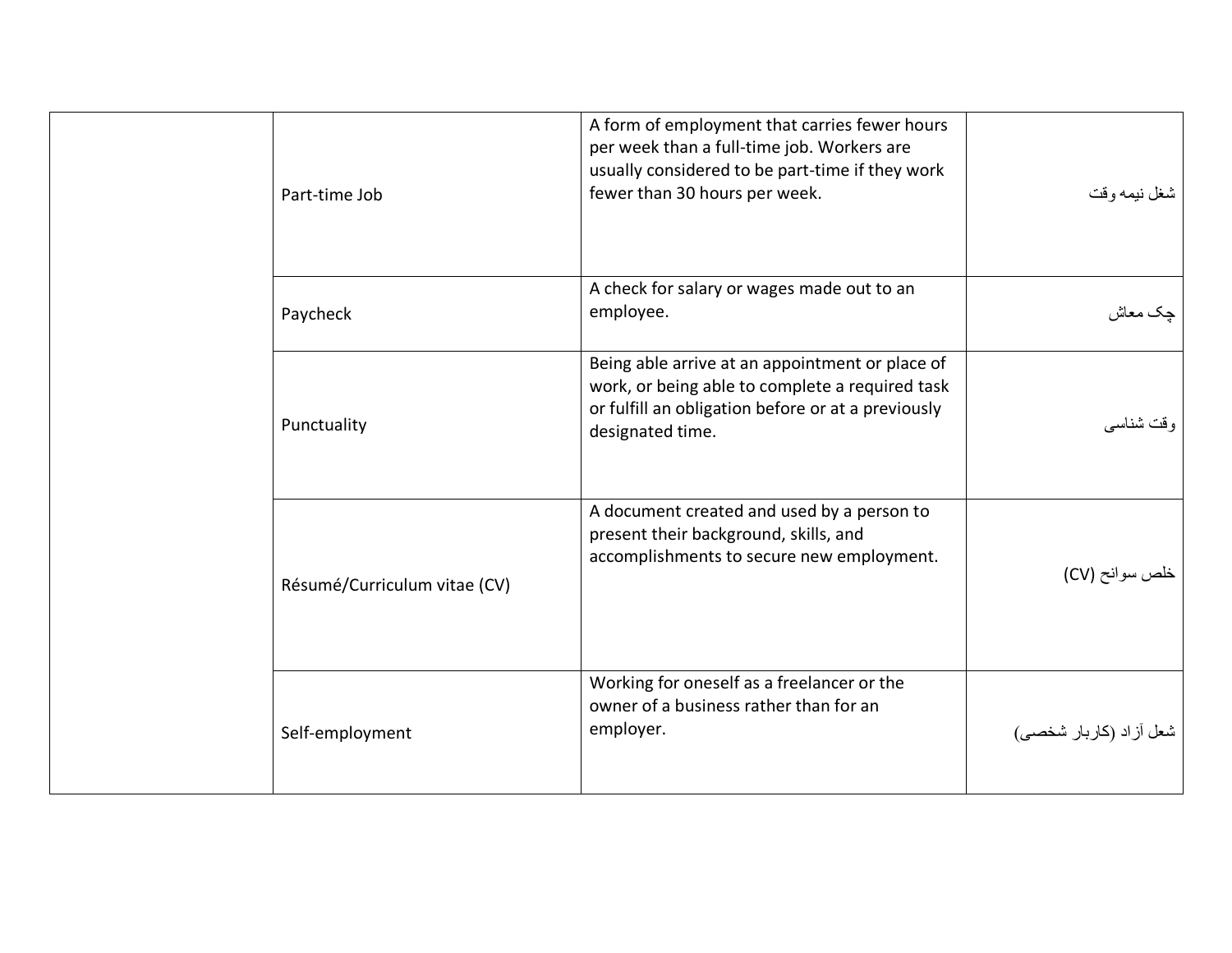| | | | |
|---|---|---|---|
| | Part-time Job | A form of employment that carries fewer hours per week than a full-time job. Workers are usually considered to be part-time if they work fewer than 30 hours per week. | شغل نیمه وقت |
| | Paycheck | A check for salary or wages made out to an employee. | چک معاش |
| | Punctuality | Being able arrive at an appointment or place of work, or being able to complete a required task or fulfill an obligation before or at a previously designated time. | وقت شناسی |
| | Résumé/Curriculum vitae (CV) | A document created and used by a person to present their background, skills, and accomplishments to secure new employment. | خلص سوانح (CV) |
| | Self-employment | Working for oneself as a freelancer or the owner of a business rather than for an employer. | شعل آزاد (کاربار شخصی) |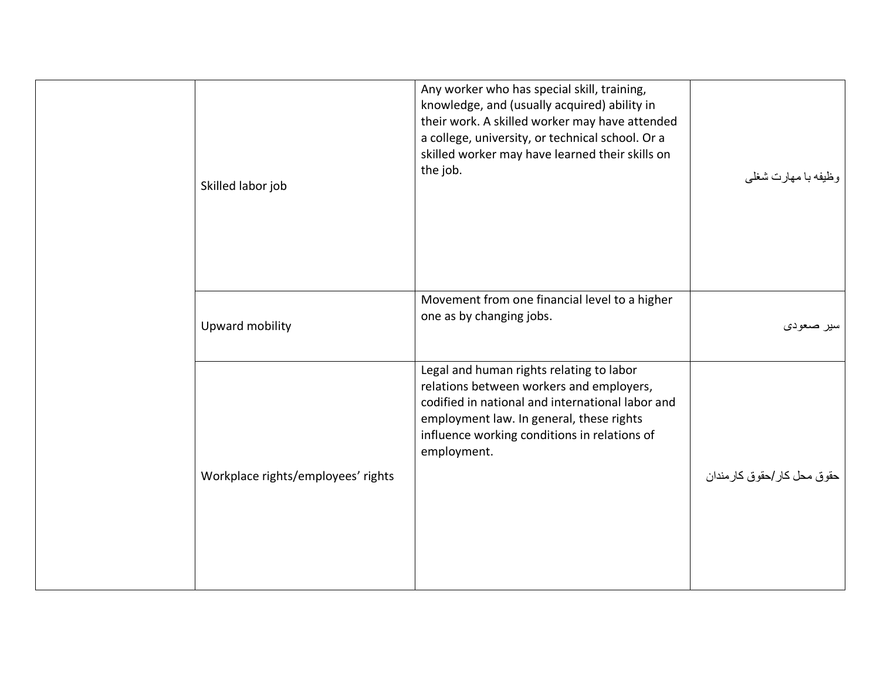| | | | |
|---|---|---|---|
| | Skilled labor job | Any worker who has special skill, training, knowledge, and (usually acquired) ability in their work. A skilled worker may have attended a college, university, or technical school. Or a skilled worker may have learned their skills on the job. | وظیفه با مهارت شغلی |
| | Upward mobility | Movement from one financial level to a higher one as by changing jobs. | سیر صعودی |
| | Workplace rights/employees' rights | Legal and human rights relating to labor relations between workers and employers, codified in national and international labor and employment law. In general, these rights influence working conditions in relations of employment. | حقوق محل کار/حقوق کارمندان |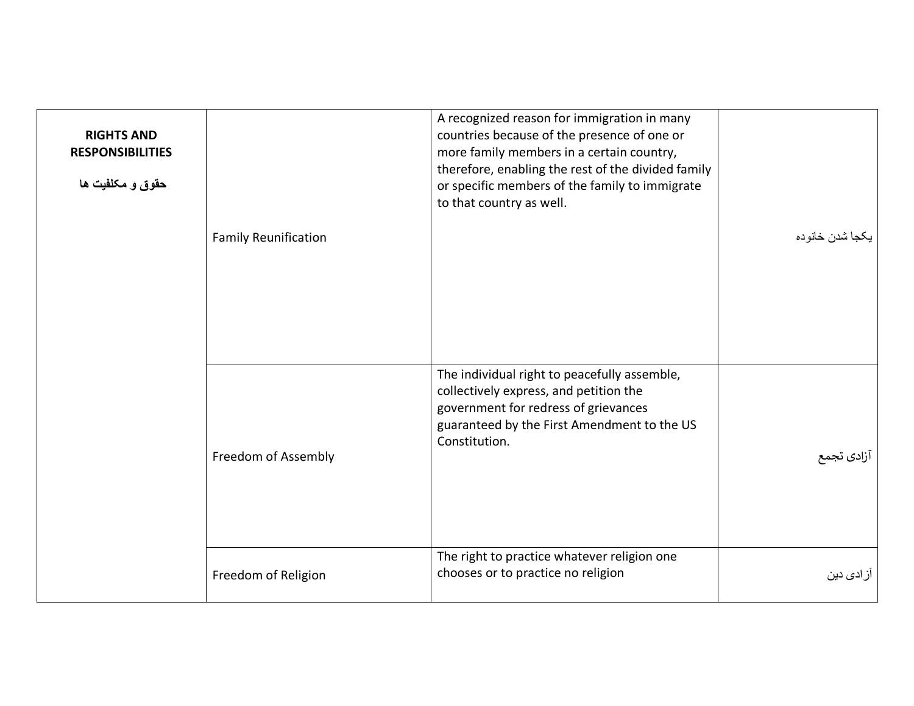| **RIGHTS AND RESPONSIBILITIES** **حقوق و مکلفیت ها** | Family Reunification | A recognized reason for immigration in many countries because of the presence of one or more family members in a certain country, therefore, enabling the rest of the divided family or specific members of the family to immigrate to that country as well. | یکجا شدن خانوده |
|---|---|---|---|
| | Freedom of Assembly | The individual right to peacefully assemble, collectively express, and petition the government for redress of grievances guaranteed by the First Amendment to the US Constitution. | آزادی تجمع |
| | Freedom of Religion | The right to practice whatever religion one chooses or to practice no religion | آزادی دین |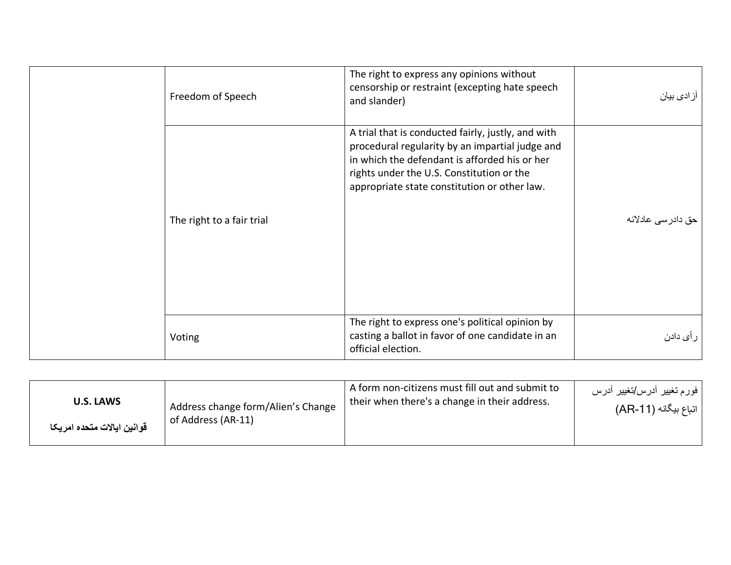| | | | |
|---|---|---|---|
| | Freedom of Speech | The right to express any opinions without censorship or restraint (excepting hate speech and slander) | آزادی بیان |
| | The right to a fair trial | A trial that is conducted fairly, justly, and with procedural regularity by an impartial judge and in which the defendant is afforded his or her rights under the U.S. Constitution or the appropriate state constitution or other law. | حق دادرسی عادلانه |
| | Voting | The right to express one's political opinion by casting a ballot in favor of one candidate in an official election. | رأی دادن |

| | | | |
|---|---|---|---|
| **U.S. LAWS**<br><br>**قوانین ایالات متحده امریکا** | Address change form/Alien's Change of Address (AR-11) | A form non-citizens must fill out and submit to their when there's a change in their address. | فورم تغییر آدرس/تغییر آدرس اتباع بیگانه (AR-11) |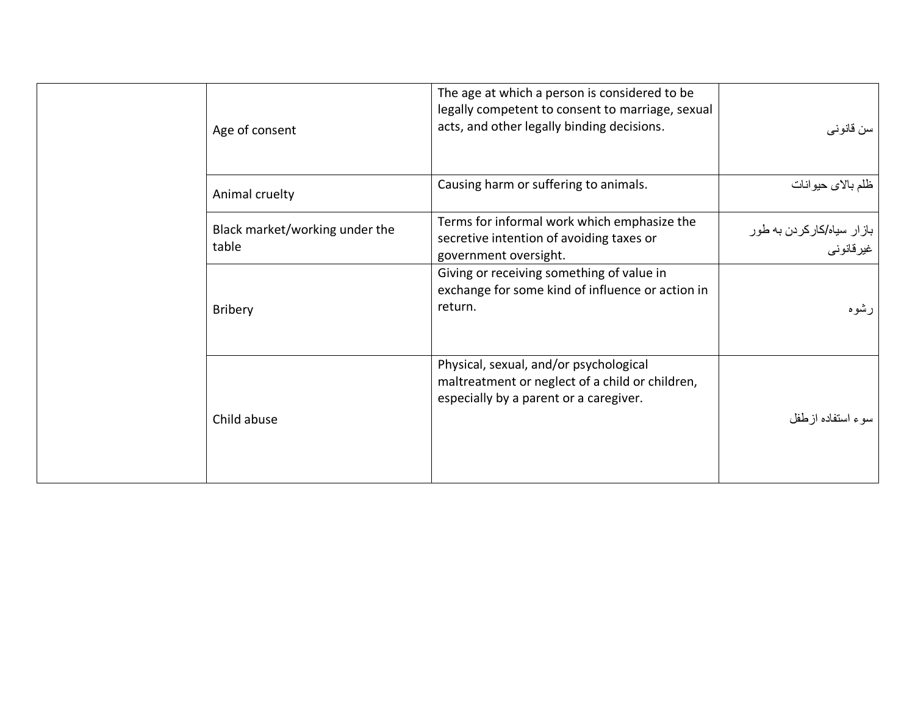|  |  |  |  |
|---|---|---|---|
|  | Age of consent | The age at which a person is considered to be legally competent to consent to marriage, sexual acts, and other legally binding decisions. | سن قانونی |
|  | Animal cruelty | Causing harm or suffering to animals. | ظلم بالای حیوانات |
|  | Black market/working under the table | Terms for informal work which emphasize the secretive intention of avoiding taxes or government oversight. | بازار سیاه/کارکردن به طور غیرقانونی |
|  | Bribery | Giving or receiving something of value in exchange for some kind of influence or action in return. | رشوه |
|  | Child abuse | Physical, sexual, and/or psychological maltreatment or neglect of a child or children, especially by a parent or a caregiver. | سوء استفاده ازطفل |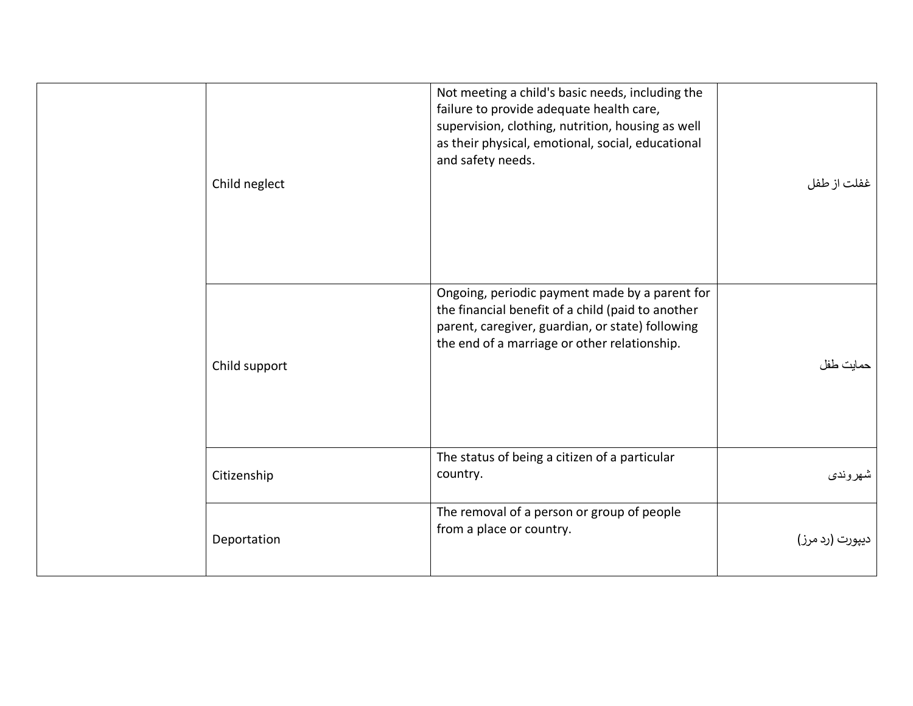| | | | |
|---|---|---|---|
| | Child neglect | Not meeting a child's basic needs, including the failure to provide adequate health care, supervision, clothing, nutrition, housing as well as their physical, emotional, social, educational and safety needs. | غفلت از طفل |
| | Child support | Ongoing, periodic payment made by a parent for the financial benefit of a child (paid to another parent, caregiver, guardian, or state) following the end of a marriage or other relationship. | حمایت طفل |
| | Citizenship | The status of being a citizen of a particular country. | شهروندی |
| | Deportation | The removal of a person or group of people from a place or country. | دیپورت (رد مرز) |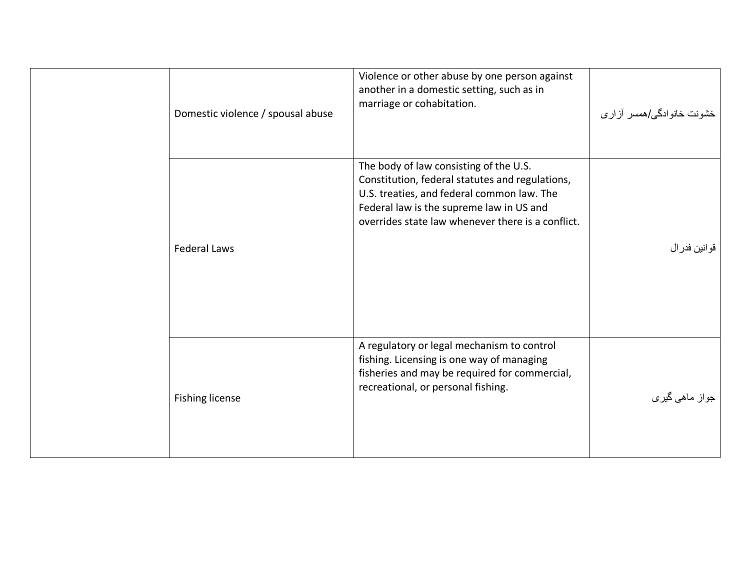| | | | |
|---|---|---|---|
| | Domestic violence / spousal abuse | Violence or other abuse by one person against another in a domestic setting, such as in marriage or cohabitation. | خشونت خانوادگی/همسر آزاری |
| | Federal Laws | The body of law consisting of the U.S. Constitution, federal statutes and regulations, U.S. treaties, and federal common law. The Federal law is the supreme law in US and overrides state law whenever there is a conflict. | قوانین فدرال |
| | Fishing license | A regulatory or legal mechanism to control fishing. Licensing is one way of managing fisheries and may be required for commercial, recreational, or personal fishing. | جواز ماهی گیری |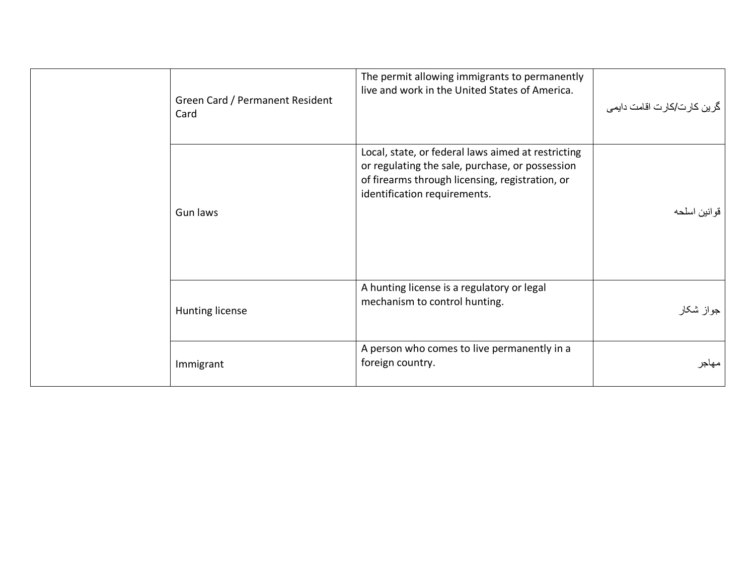| | | | |
|---|---|---|---|
| | Green Card / Permanent Resident Card | The permit allowing immigrants to permanently live and work in the United States of America. | گرین کارت/کارت اقامت دایمی |
| | Gun laws | Local, state, or federal laws aimed at restricting or regulating the sale, purchase, or possession of firearms through licensing, registration, or identification requirements. | قوانین اسلحه |
| | Hunting license | A hunting license is a regulatory or legal mechanism to control hunting. | جواز شکار |
| | Immigrant | A person who comes to live permanently in a foreign country. | مهاجر |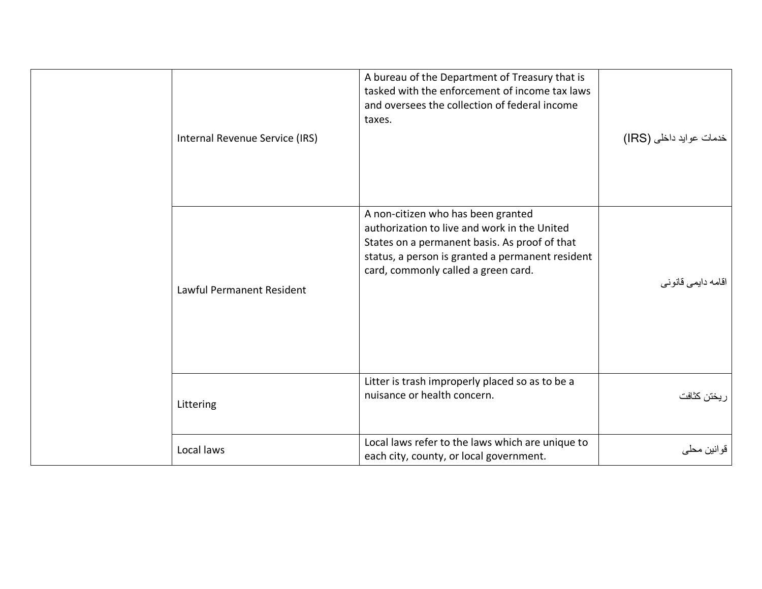| | | | |
|---|---|---|---|
| | Internal Revenue Service (IRS) | A bureau of the Department of Treasury that is tasked with the enforcement of income tax laws and oversees the collection of federal income taxes. | خدمات عواید داخلی (IRS) |
| | Lawful Permanent Resident | A non-citizen who has been granted authorization to live and work in the United States on a permanent basis. As proof of that status, a person is granted a permanent resident card, commonly called a green card. | اقامه دایمی قانونی |
| | Littering | Litter is trash improperly placed so as to be a nuisance or health concern. | ریختن کثافت |
| | Local laws | Local laws refer to the laws which are unique to each city, county, or local government. | قوانین محلی |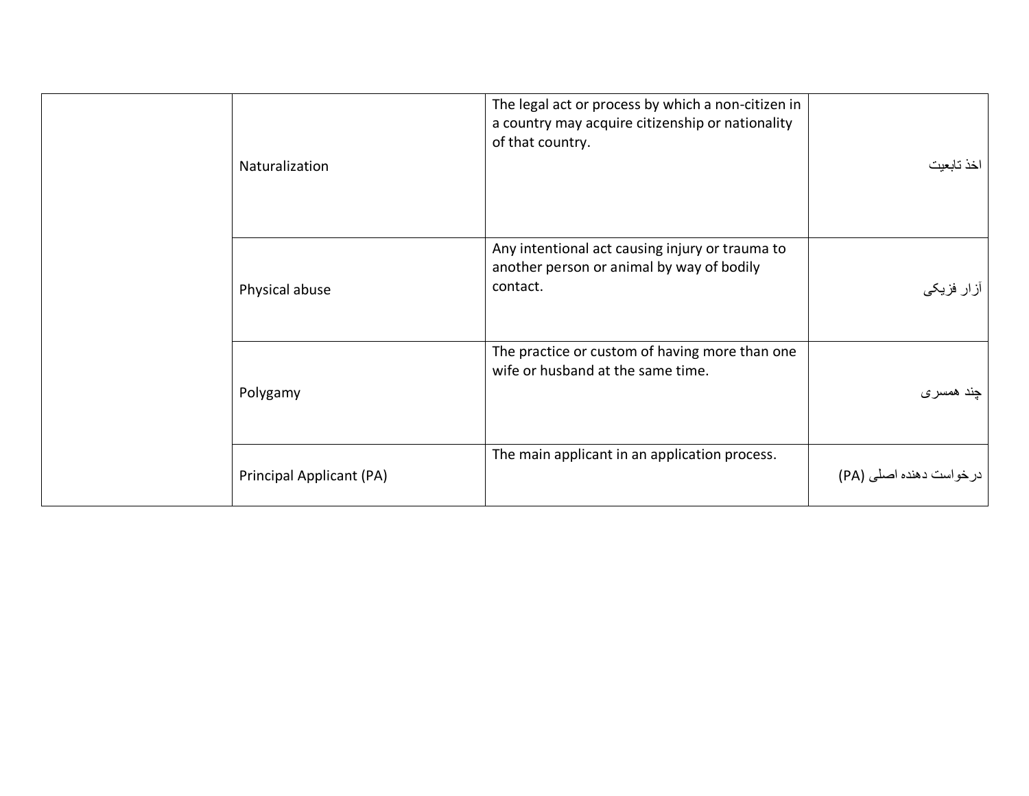| | | | |
|---|---|---|---|
| | Naturalization | The legal act or process by which a non-citizen in a country may acquire citizenship or nationality of that country. | اخذ تابعیت |
| | Physical abuse | Any intentional act causing injury or trauma to another person or animal by way of bodily contact. | آزار فزیکی |
| | Polygamy | The practice or custom of having more than one wife or husband at the same time. | چند همسری |
| | Principal Applicant (PA) | The main applicant in an application process. | درخواست دهنده اصلی (PA) |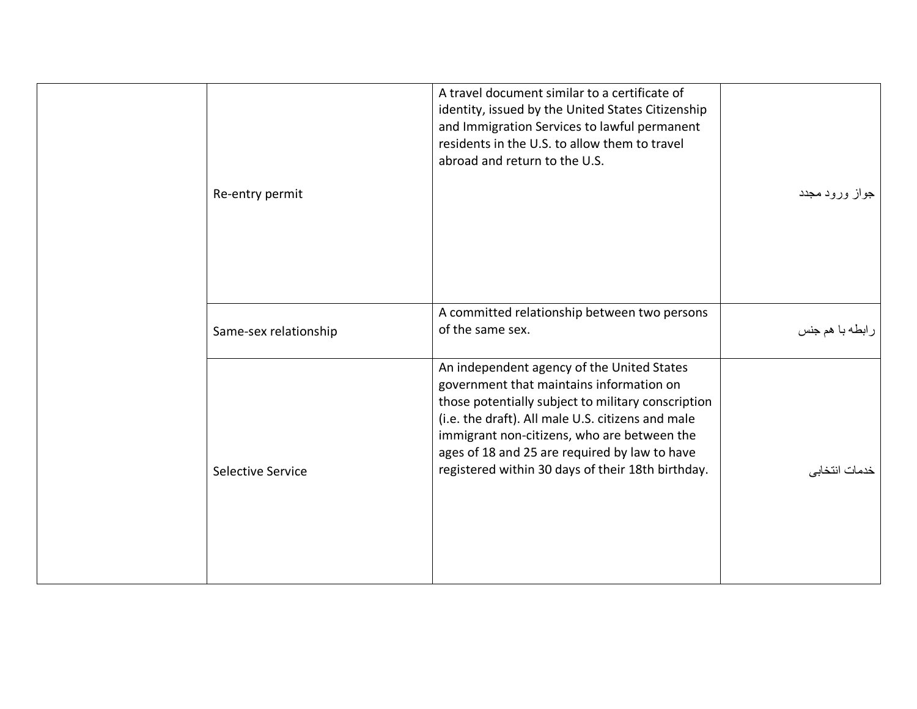| | | | |
|---|---|---|---|
| | Re-entry permit | A travel document similar to a certificate of identity, issued by the United States Citizenship and Immigration Services to lawful permanent residents in the U.S. to allow them to travel abroad and return to the U.S. | جواز ورود مجدد |
| | Same-sex relationship | A committed relationship between two persons of the same sex. | رابطه با هم جنس |
| | Selective Service | An independent agency of the United States government that maintains information on those potentially subject to military conscription (i.e. the draft). All male U.S. citizens and male immigrant non-citizens, who are between the ages of 18 and 25 are required by law to have registered within 30 days of their 18th birthday. | خدمات انتخابی |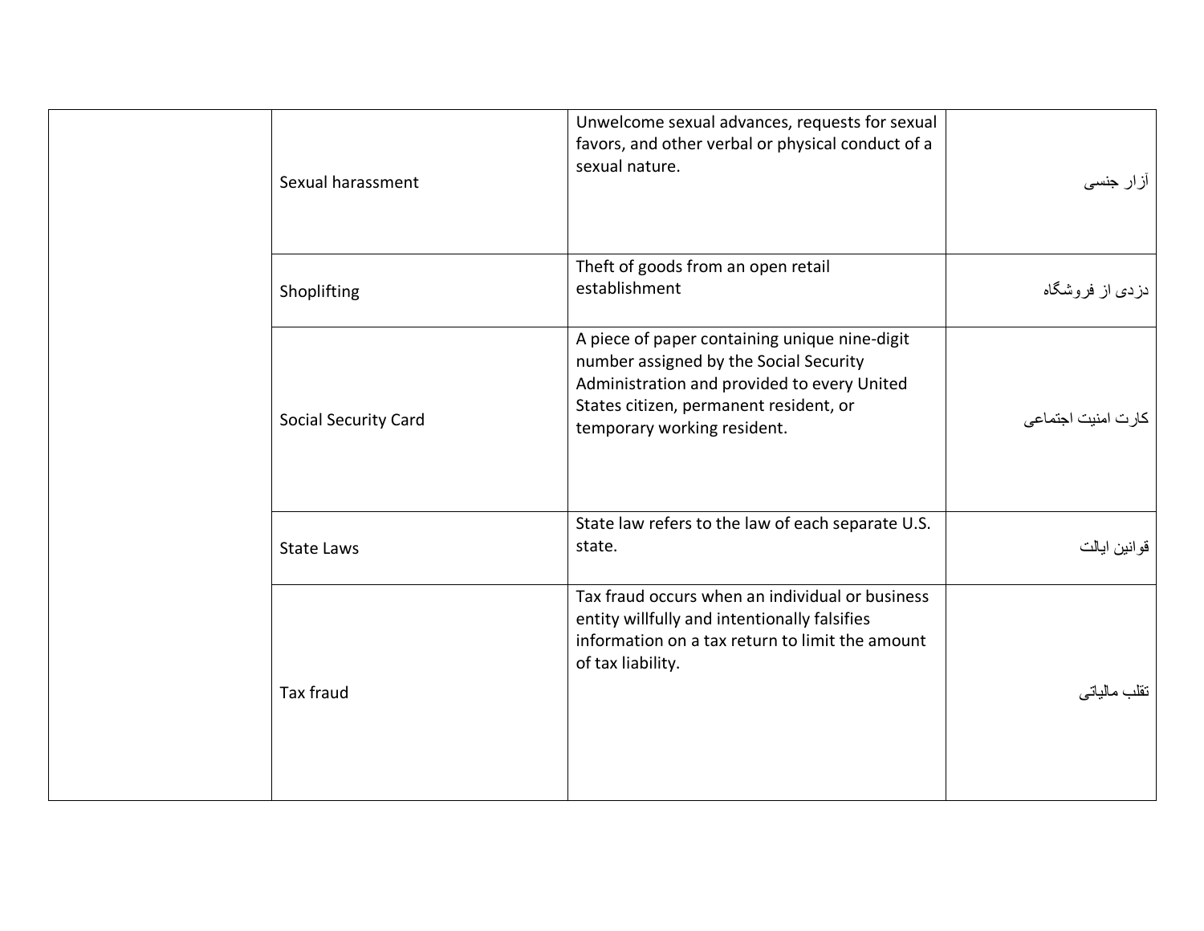| | | | |
|---|---|---|---|
| | Sexual harassment | Unwelcome sexual advances, requests for sexual favors, and other verbal or physical conduct of a sexual nature. | آزار جنسی |
| | Shoplifting | Theft of goods from an open retail establishment | دزدی از فروشگاه |
| | Social Security Card | A piece of paper containing unique nine-digit number assigned by the Social Security Administration and provided to every United States citizen, permanent resident, or temporary working resident. | کارت امنیت اجتماعی |
| | State Laws | State law refers to the law of each separate U.S. state. | قوانین ایالت |
| | Tax fraud | Tax fraud occurs when an individual or business entity willfully and intentionally falsifies information on a tax return to limit the amount of tax liability. | تقلب مالیاتی |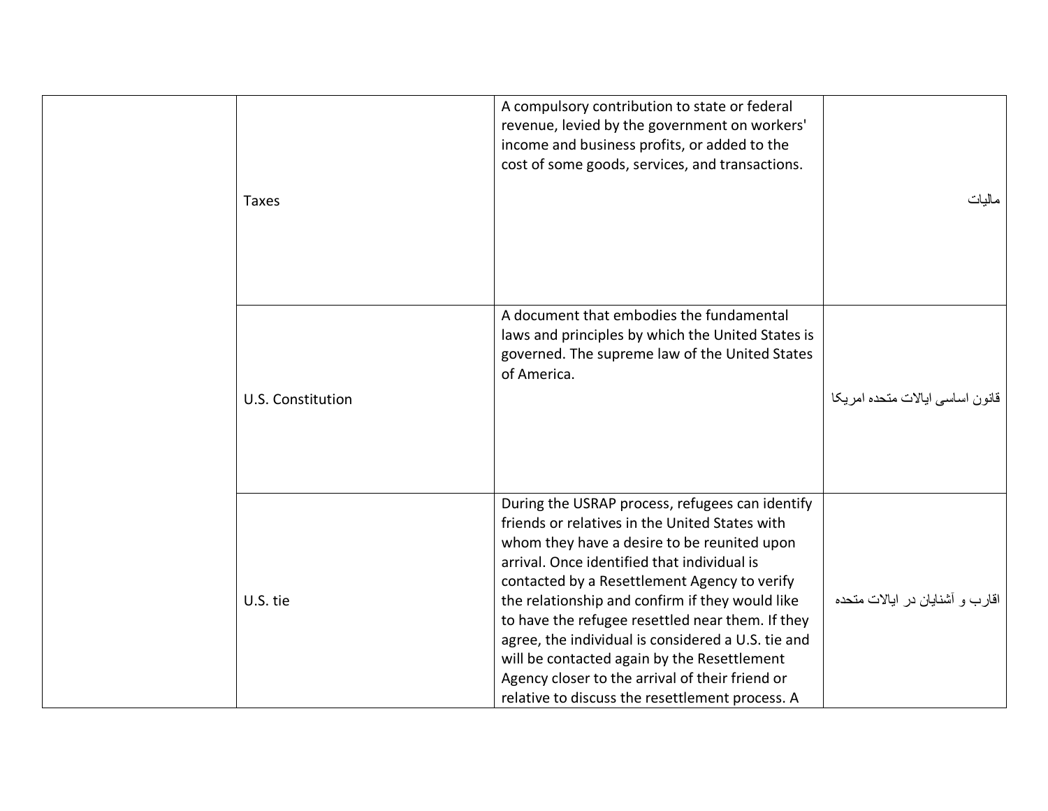| | | | |
|---|---|---|---|
| | Taxes | A compulsory contribution to state or federal revenue, levied by the government on workers' income and business profits, or added to the cost of some goods, services, and transactions. | مالیات |
| | U.S. Constitution | A document that embodies the fundamental laws and principles by which the United States is governed. The supreme law of the United States of America. | قانون اساسی ایالات متحده امریکا |
| | U.S. tie | During the USRAP process, refugees can identify friends or relatives in the United States with whom they have a desire to be reunited upon arrival. Once identified that individual is contacted by a Resettlement Agency to verify the relationship and confirm if they would like to have the refugee resettled near them. If they agree, the individual is considered a U.S. tie and will be contacted again by the Resettlement Agency closer to the arrival of their friend or relative to discuss the resettlement process. A | اقارب و آشنایان در ایالات متحده |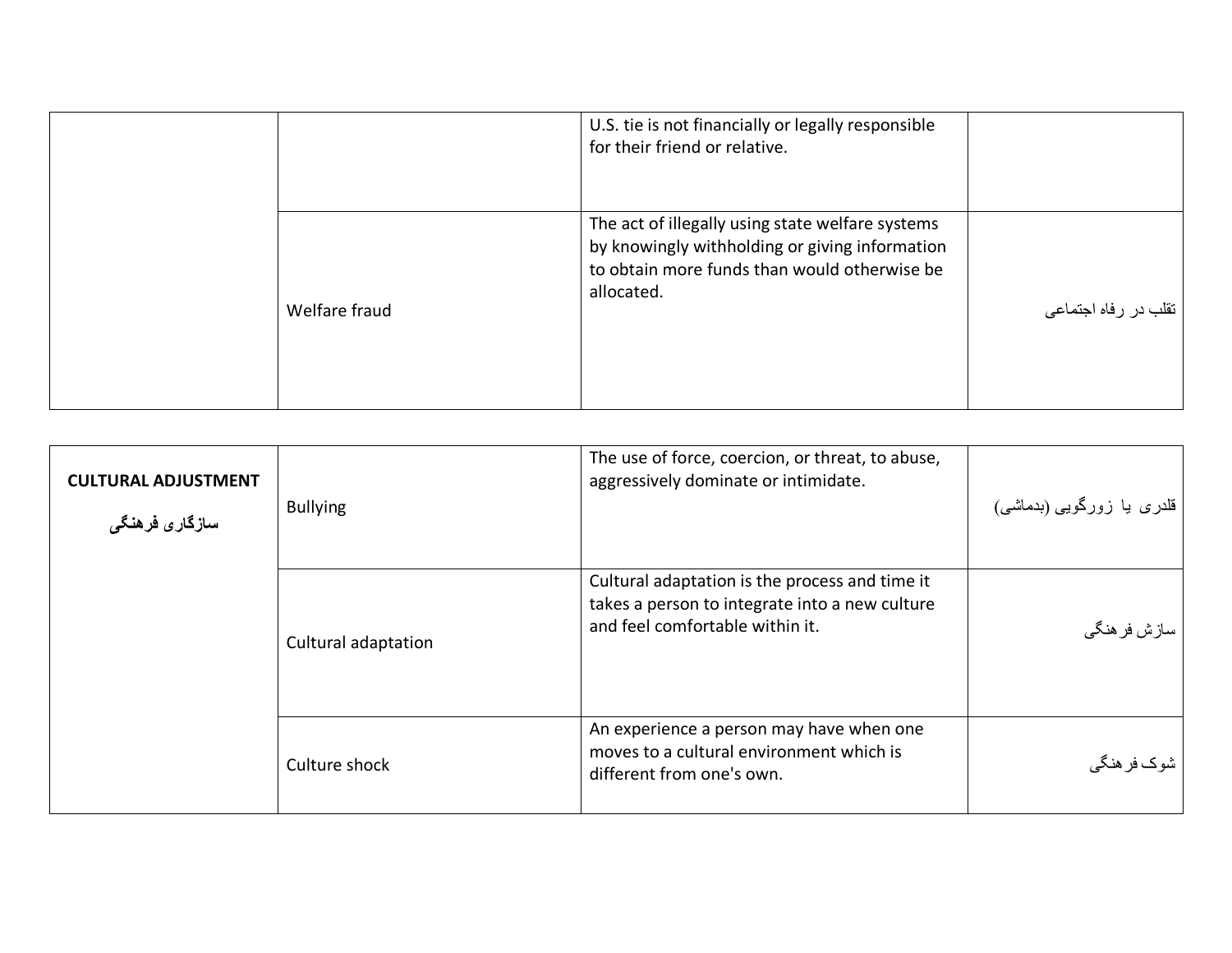| | | | |
|---|---|---|---|
| | | U.S. tie is not financially or legally responsible for their friend or relative. | |
| | Welfare fraud | The act of illegally using state welfare systems by knowingly withholding or giving information to obtain more funds than would otherwise be allocated. | تقلب در رفاه اجتماعی |

| | | | |
|---|---|---|---|
| **CULTURAL ADJUSTMENT** **سازگاری فرهنگی** | Bullying | The use of force, coercion, or threat, to abuse, aggressively dominate or intimidate. | قلدری یا زورگویی (بدماشی) |
| | Cultural adaptation | Cultural adaptation is the process and time it takes a person to integrate into a new culture and feel comfortable within it. | سازش فرهنگی |
| | Culture shock | An experience a person may have when one moves to a cultural environment which is different from one's own. | شوک فرهنگی |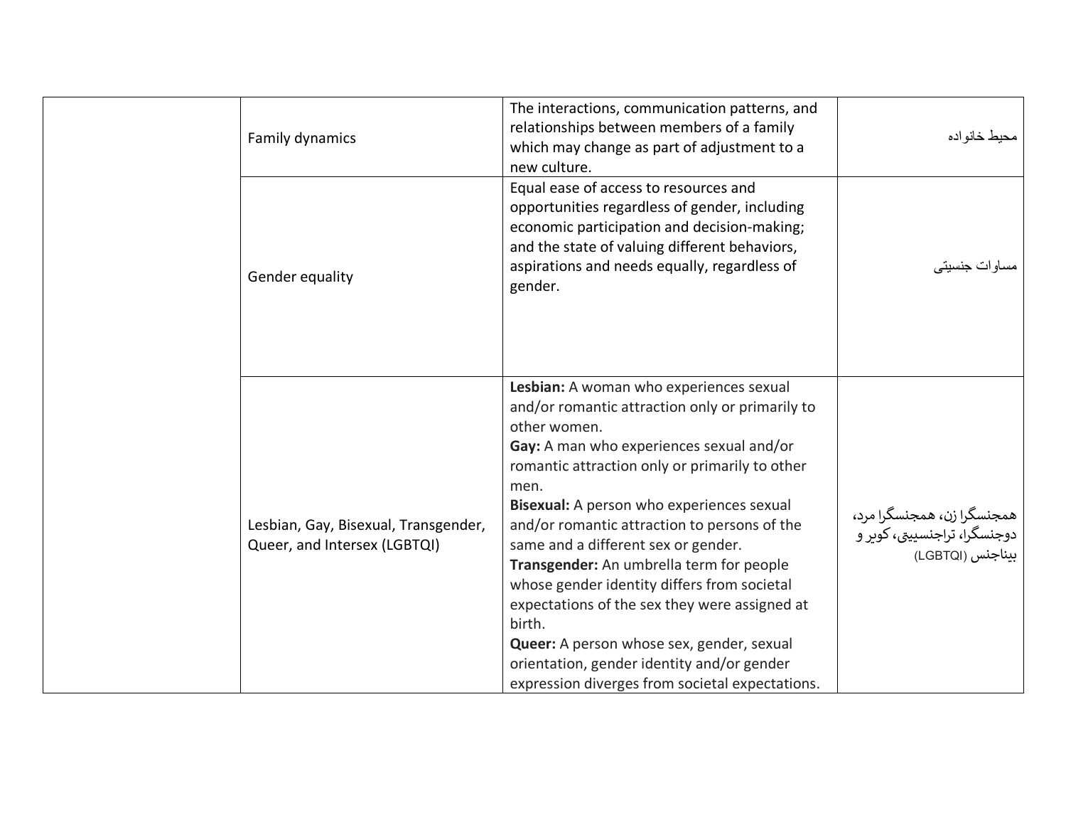| | | | |
|---|---|---|---|
| | Family dynamics | The interactions, communication patterns, and relationships between members of a family which may change as part of adjustment to a new culture. | محیط خانواده |
| | Gender equality | Equal ease of access to resources and opportunities regardless of gender, including economic participation and decision-making; and the state of valuing different behaviors, aspirations and needs equally, regardless of gender. | مساوات جنسیتی |
| | Lesbian, Gay, Bisexual, Transgender, Queer, and Intersex (LGBTQI) | **Lesbian:** A woman who experiences sexual and/or romantic attraction only or primarily to other women.<br>**Gay:** A man who experiences sexual and/or romantic attraction only or primarily to other men.<br>**Bisexual:** A person who experiences sexual and/or romantic attraction to persons of the same and a different sex or gender.<br>**Transgender:** An umbrella term for people whose gender identity differs from societal expectations of the sex they were assigned at birth.<br>**Queer:** A person whose sex, gender, sexual orientation, gender identity and/or gender expression diverges from societal expectations. | همجنسگرا زن، همجنسگرا مرد، دوجنسگرا، تراجنسیتی، کویر و بیناجنس (LGBTQI) |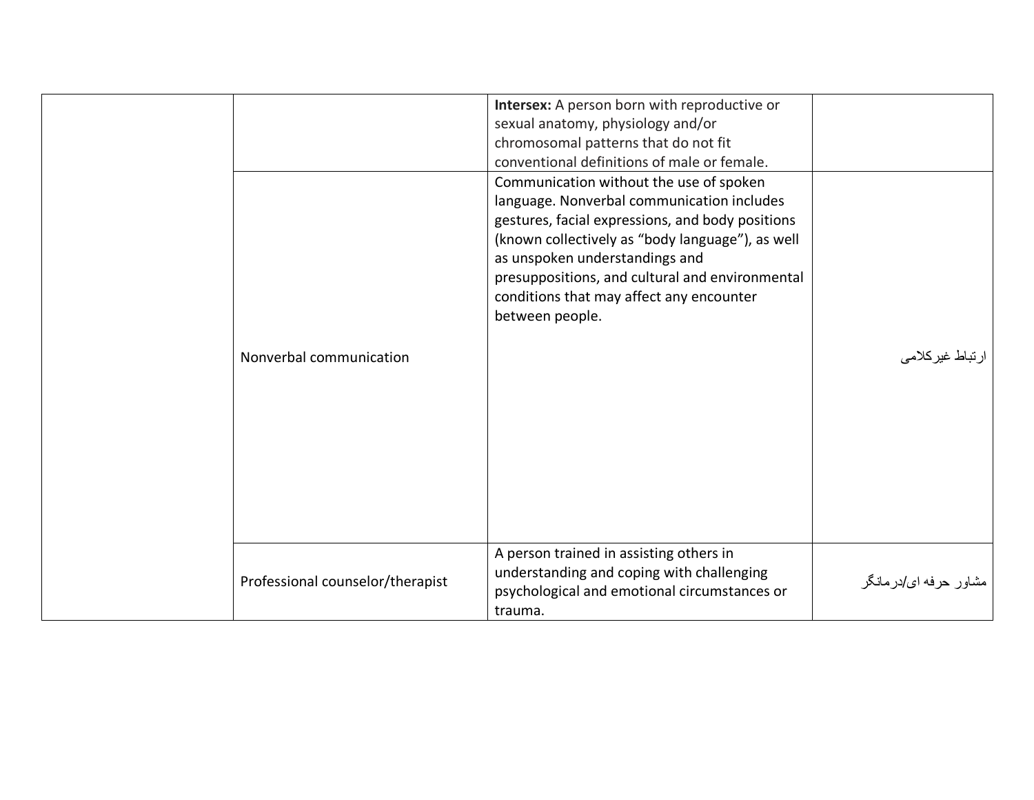| | | | |
|---|---|---|---|
| | | **Intersex:** A person born with reproductive or sexual anatomy, physiology and/or chromosomal patterns that do not fit conventional definitions of male or female. | |
| | Nonverbal communication | Communication without the use of spoken language. Nonverbal communication includes gestures, facial expressions, and body positions (known collectively as “body language”), as well as unspoken understandings and presuppositions, and cultural and environmental conditions that may affect any encounter between people. | ارتباط غیرکلامی |
| | Professional counselor/therapist | A person trained in assisting others in understanding and coping with challenging psychological and emotional circumstances or trauma. | مشاور حرفه ای/درمانگر |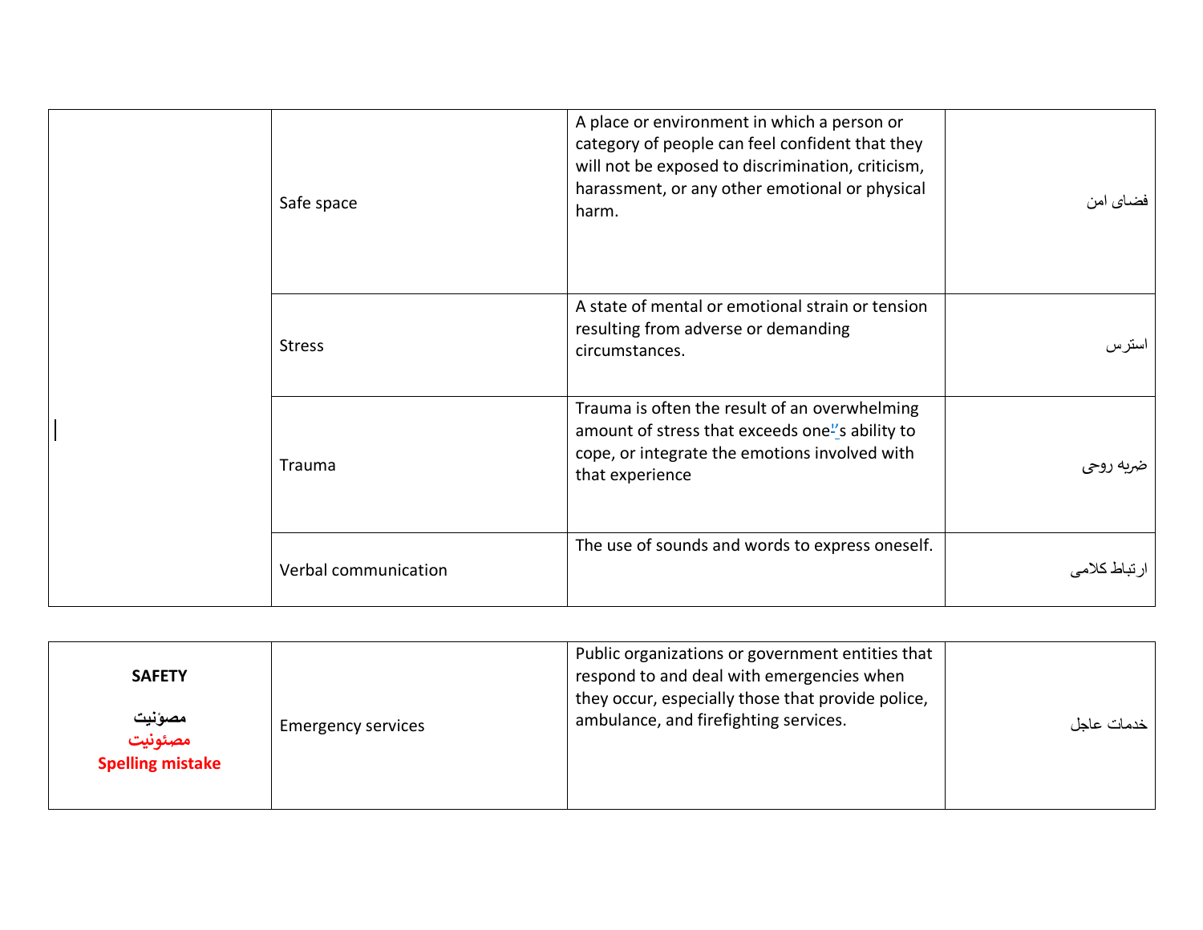| | | | |
|---|---|---|---|
| | Safe space | A place or environment in which a person or category of people can feel confident that they will not be exposed to discrimination, criticism, harassment, or any other emotional or physical harm. | فضای امن |
| | Stress | A state of mental or emotional strain or tension resulting from adverse or demanding circumstances. | استرس |
| | Trauma | Trauma is often the result of an overwhelming amount of stress that exceeds one's ability to cope, or integrate the emotions involved with that experience | ضربه روحی |
| | Verbal communication | The use of sounds and words to express oneself. | ارتباط کلامی |

| | | | |
|---|---|---|---|
| **SAFETY**<br>**مصؤنیت**<br>**مصئونیت**<br>**Spelling mistake** | Emergency services | Public organizations or government entities that respond to and deal with emergencies when they occur, especially those that provide police, ambulance, and firefighting services. | خدمات عاجل |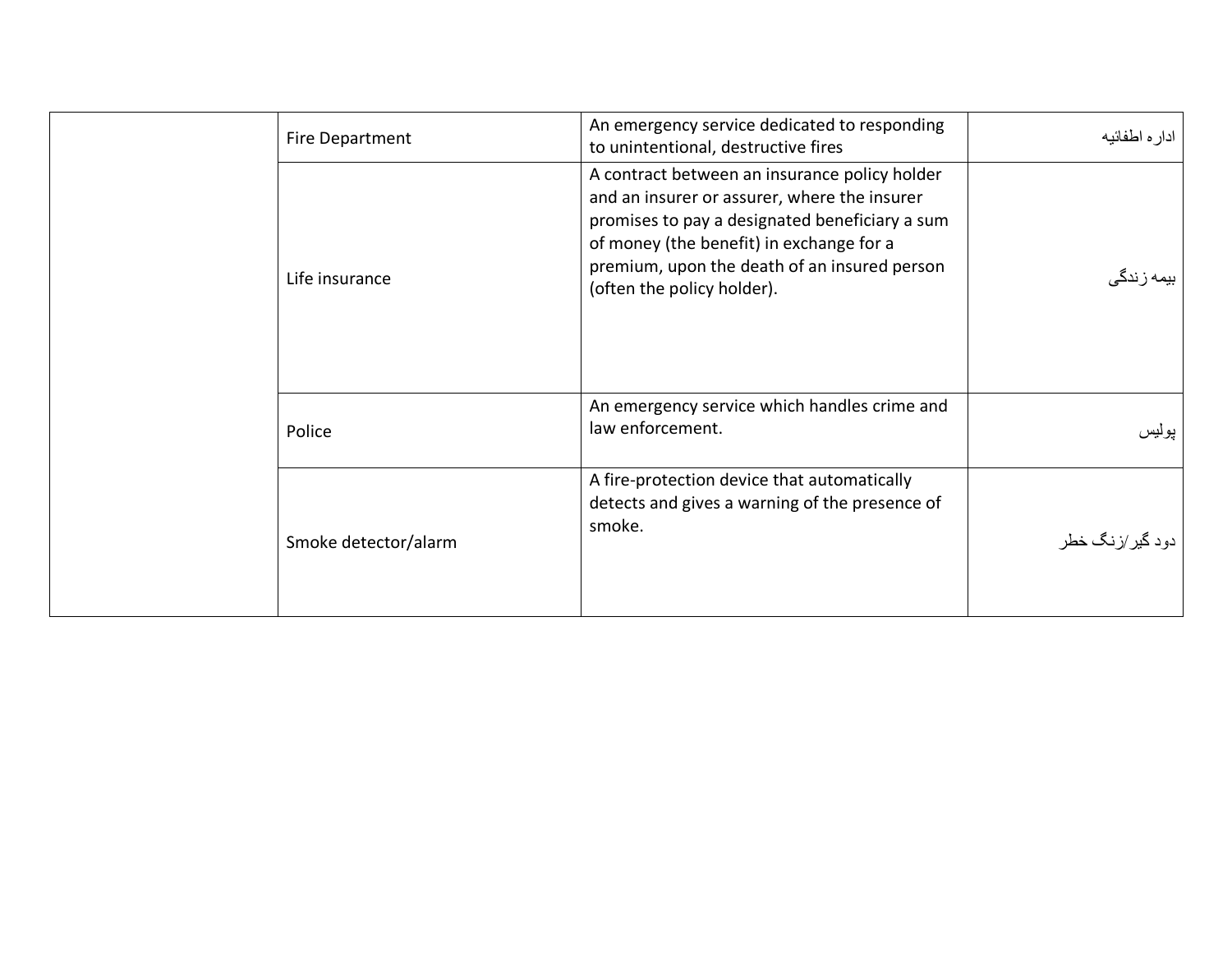| | | | |
|---|---|---|---|
| | Fire Department | An emergency service dedicated to responding to unintentional, destructive fires | اداره اطفائیه |
| | Life insurance | A contract between an insurance policy holder and an insurer or assurer, where the insurer promises to pay a designated beneficiary a sum of money (the benefit) in exchange for a premium, upon the death of an insured person (often the policy holder). | بیمه زندگی |
| | Police | An emergency service which handles crime and law enforcement. | پولیس |
| | Smoke detector/alarm | A fire-protection device that automatically detects and gives a warning of the presence of smoke. | دود گیر/زنگ خطر |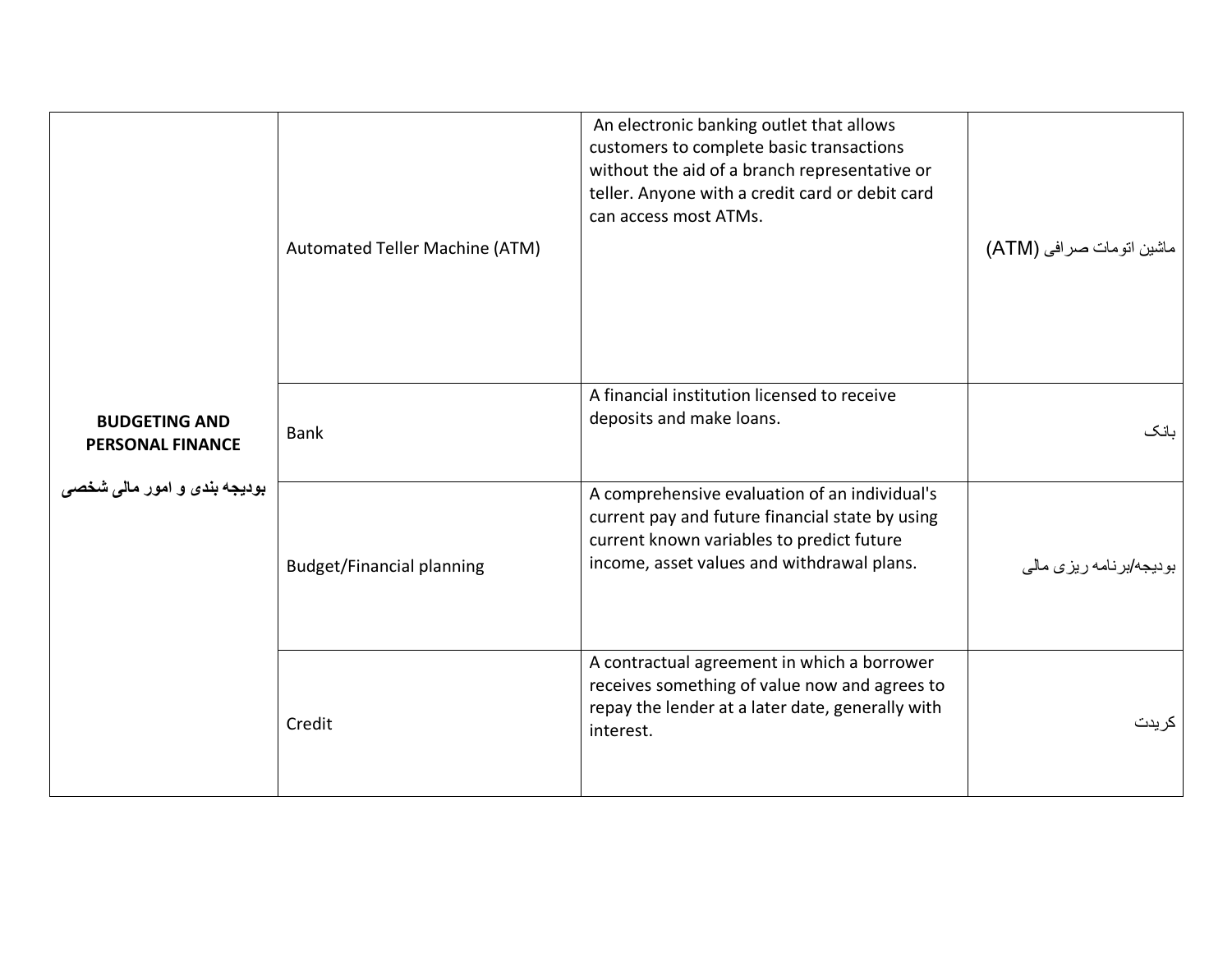| | | | |
|---|---|---|---|
| **BUDGETING AND PERSONAL FINANCE** **بودیجه بندی و امور مالی شخصی** | Automated Teller Machine (ATM) | An electronic banking outlet that allows customers to complete basic transactions without the aid of a branch representative or teller. Anyone with a credit card or debit card can access most ATMs. | ماشین اتومات صرافی (ATM) |
| | Bank | A financial institution licensed to receive deposits and make loans. | بانک |
| | Budget/Financial planning | A comprehensive evaluation of an individual's current pay and future financial state by using current known variables to predict future income, asset values and withdrawal plans. | بودیجه/برنامه ریزی مالی |
| | Credit | A contractual agreement in which a borrower receives something of value now and agrees to repay the lender at a later date, generally with interest. | کریدت |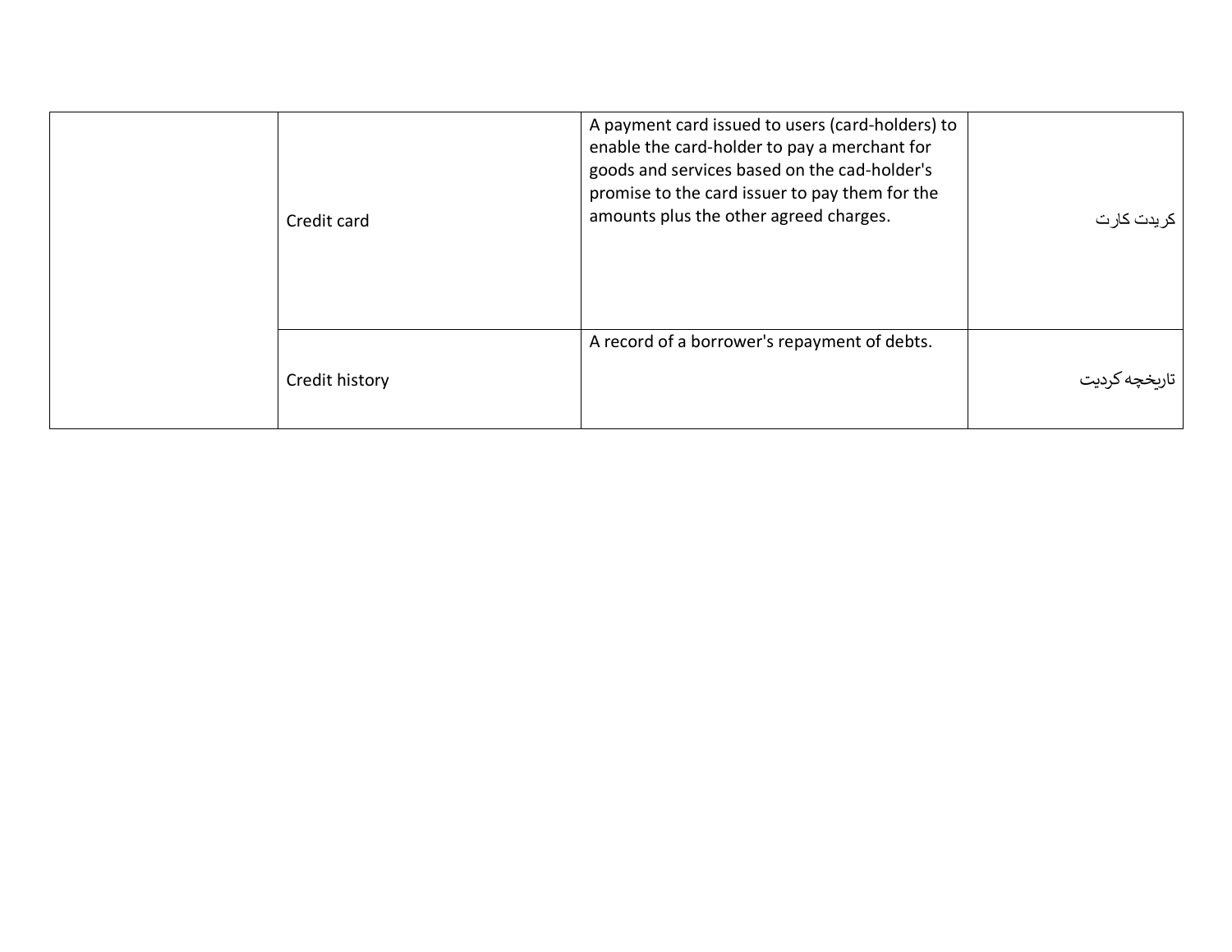| | | | |
|---|---|---|---|
| | Credit card | A payment card issued to users (card-holders) to enable the card-holder to pay a merchant for goods and services based on the cad-holder's promise to the card issuer to pay them for the amounts plus the other agreed charges. | کریدت کارت |
| | Credit history | A record of a borrower's repayment of debts. | تاریخچه کردیت |